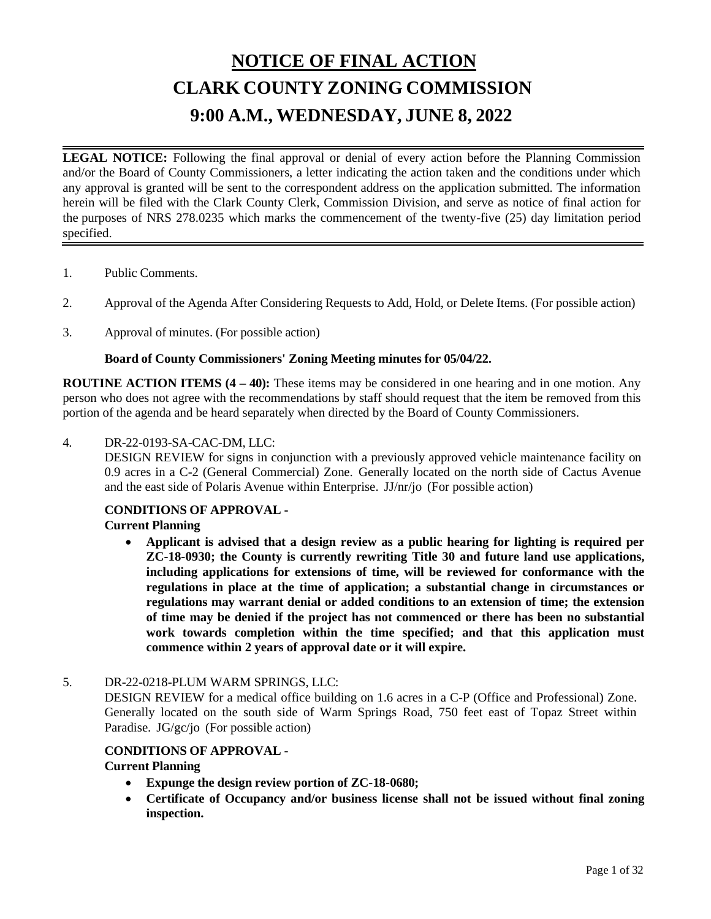# NOTICE OF FINAL ACTION
# CLARK COUNTY ZONING COMMISSION
# 9:00 A.M., WEDNESDAY, JUNE 8, 2022

---

**LEGAL NOTICE:** Following the final approval or denial of every action before the Planning Commission and/or the Board of County Commissioners, a letter indicating the action taken and the conditions under which any approval is granted will be sent to the correspondent address on the application submitted. The information herein will be filed with the Clark County Clerk, Commission Division, and serve as notice of final action for the purposes of NRS 278.0235 which marks the commencement of the twenty-five (25) day limitation period specified.

---

1. Public Comments.

2. Approval of the Agenda After Considering Requests to Add, Hold, or Delete Items. (For possible action)

3. Approval of minutes. (For possible action)

   **Board of County Commissioners' Zoning Meeting minutes for 05/04/22.**

**ROUTINE ACTION ITEMS (4 – 40):** These items may be considered in one hearing and in one motion. Any person who does not agree with the recommendations by staff should request that the item be removed from this portion of the agenda and be heard separately when directed by the Board of County Commissioners.

4. DR-22-0193-SA-CAC-DM, LLC:
   DESIGN REVIEW for signs in conjunction with a previously approved vehicle maintenance facility on 0.9 acres in a C-2 (General Commercial) Zone. Generally located on the north side of Cactus Avenue and the east side of Polaris Avenue within Enterprise. JJ/nr/jo (For possible action)

   **CONDITIONS OF APPROVAL -**
   **Current Planning**
   - **Applicant is advised that a design review as a public hearing for lighting is required per ZC-18-0930; the County is currently rewriting Title 30 and future land use applications, including applications for extensions of time, will be reviewed for conformance with the regulations in place at the time of application; a substantial change in circumstances or regulations may warrant denial or added conditions to an extension of time; the extension of time may be denied if the project has not commenced or there has been no substantial work towards completion within the time specified; and that this application must commence within 2 years of approval date or it will expire.**

5. DR-22-0218-PLUM WARM SPRINGS, LLC:
   DESIGN REVIEW for a medical office building on 1.6 acres in a C-P (Office and Professional) Zone. Generally located on the south side of Warm Springs Road, 750 feet east of Topaz Street within Paradise. JG/gc/jo (For possible action)

   **CONDITIONS OF APPROVAL -**
   **Current Planning**
   - **Expunge the design review portion of ZC-18-0680;**
   - **Certificate of Occupancy and/or business license shall not be issued without final zoning inspection.**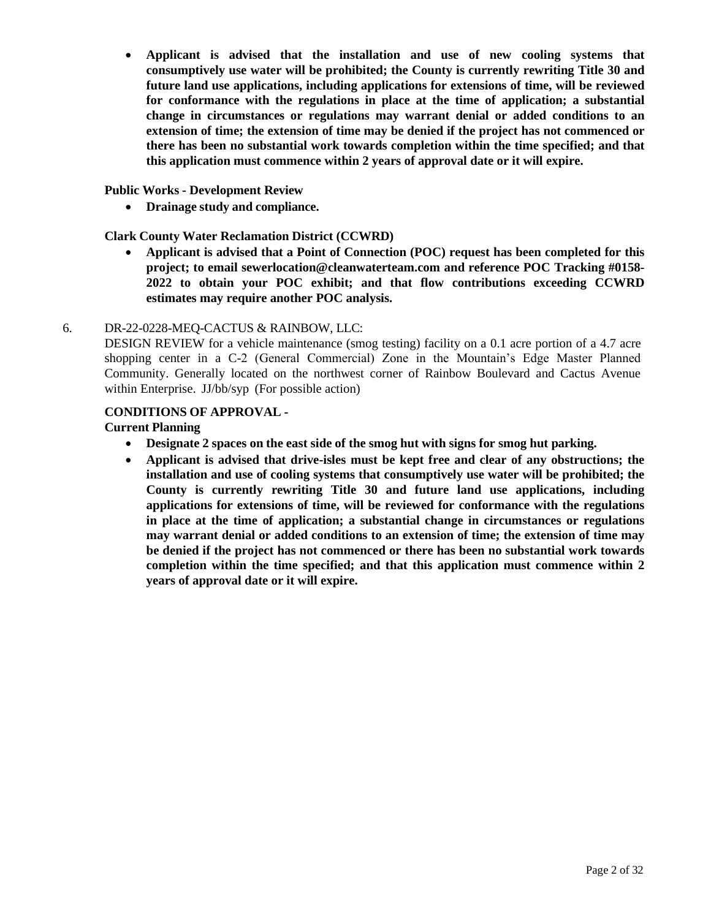- **Applicant is advised that the installation and use of new cooling systems that consumptively use water will be prohibited; the County is currently rewriting Title 30 and future land use applications, including applications for extensions of time, will be reviewed for conformance with the regulations in place at the time of application; a substantial change in circumstances or regulations may warrant denial or added conditions to an extension of time; the extension of time may be denied if the project has not commenced or there has been no substantial work towards completion within the time specified; and that this application must commence within 2 years of approval date or it will expire.**

**Public Works - Development Review**

- **Drainage study and compliance.**

**Clark County Water Reclamation District (CCWRD)**

- **Applicant is advised that a Point of Connection (POC) request has been completed for this project; to email sewerlocation@cleanwaterteam.com and reference POC Tracking #0158-2022 to obtain your POC exhibit; and that flow contributions exceeding CCWRD estimates may require another POC analysis.**

6. DR-22-0228-MEQ-CACTUS & RAINBOW, LLC:

DESIGN REVIEW for a vehicle maintenance (smog testing) facility on a 0.1 acre portion of a 4.7 acre shopping center in a C-2 (General Commercial) Zone in the Mountain's Edge Master Planned Community. Generally located on the northwest corner of Rainbow Boulevard and Cactus Avenue within Enterprise. JJ/bb/syp (For possible action)

**CONDITIONS OF APPROVAL -**

**Current Planning**

- **Designate 2 spaces on the east side of the smog hut with signs for smog hut parking.**
- **Applicant is advised that drive-isles must be kept free and clear of any obstructions; the installation and use of cooling systems that consumptively use water will be prohibited; the County is currently rewriting Title 30 and future land use applications, including applications for extensions of time, will be reviewed for conformance with the regulations in place at the time of application; a substantial change in circumstances or regulations may warrant denial or added conditions to an extension of time; the extension of time may be denied if the project has not commenced or there has been no substantial work towards completion within the time specified; and that this application must commence within 2 years of approval date or it will expire.**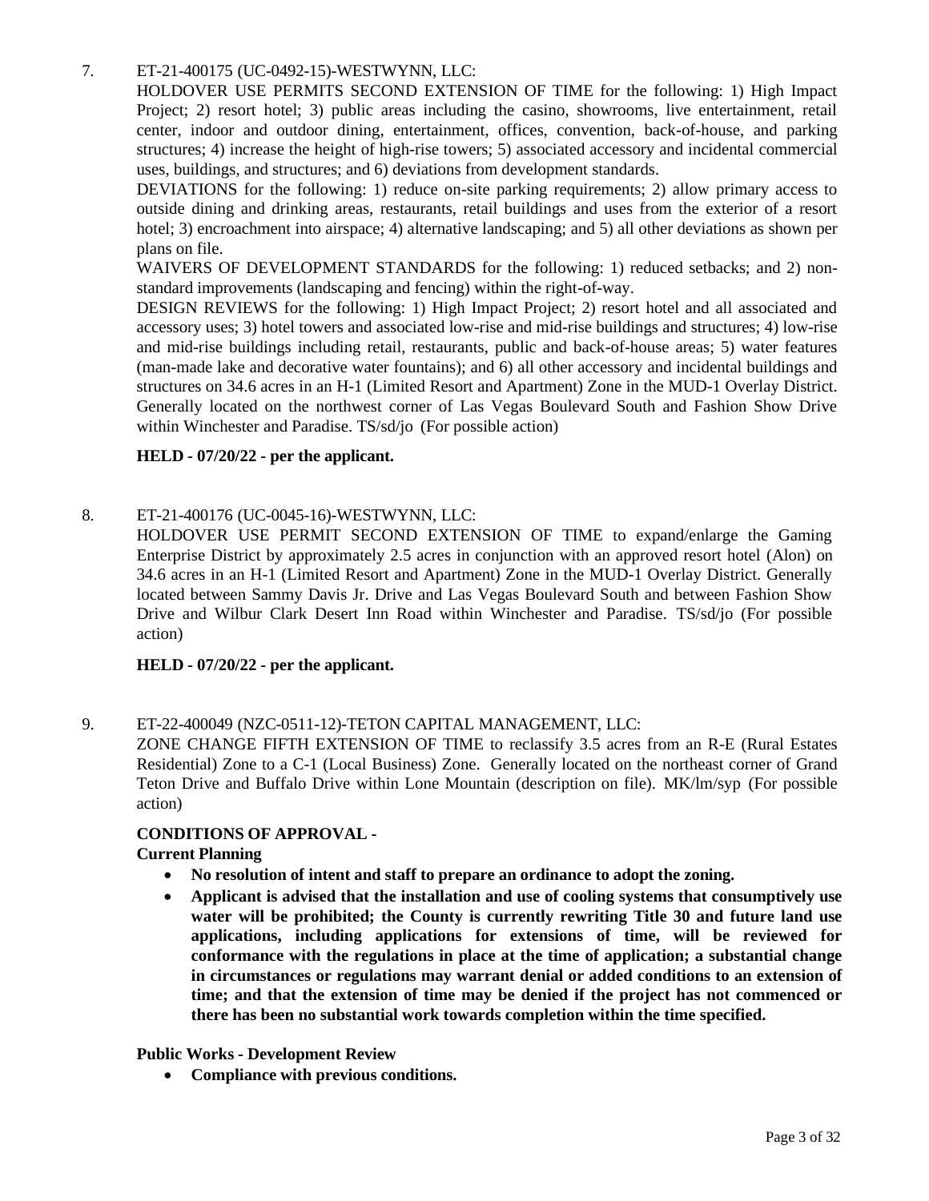7. ET-21-400175 (UC-0492-15)-WESTWYNN, LLC:

HOLDOVER USE PERMITS SECOND EXTENSION OF TIME for the following: 1) High Impact Project; 2) resort hotel; 3) public areas including the casino, showrooms, live entertainment, retail center, indoor and outdoor dining, entertainment, offices, convention, back-of-house, and parking structures; 4) increase the height of high-rise towers; 5) associated accessory and incidental commercial uses, buildings, and structures; and 6) deviations from development standards.

DEVIATIONS for the following: 1) reduce on-site parking requirements; 2) allow primary access to outside dining and drinking areas, restaurants, retail buildings and uses from the exterior of a resort hotel; 3) encroachment into airspace; 4) alternative landscaping; and 5) all other deviations as shown per plans on file.

WAIVERS OF DEVELOPMENT STANDARDS for the following: 1) reduced setbacks; and 2) non-standard improvements (landscaping and fencing) within the right-of-way.

DESIGN REVIEWS for the following: 1) High Impact Project; 2) resort hotel and all associated and accessory uses; 3) hotel towers and associated low-rise and mid-rise buildings and structures; 4) low-rise and mid-rise buildings including retail, restaurants, public and back-of-house areas; 5) water features (man-made lake and decorative water fountains); and 6) all other accessory and incidental buildings and structures on 34.6 acres in an H-1 (Limited Resort and Apartment) Zone in the MUD-1 Overlay District. Generally located on the northwest corner of Las Vegas Boulevard South and Fashion Show Drive within Winchester and Paradise. TS/sd/jo (For possible action)

**HELD - 07/20/22 - per the applicant.**

8. ET-21-400176 (UC-0045-16)-WESTWYNN, LLC:

HOLDOVER USE PERMIT SECOND EXTENSION OF TIME to expand/enlarge the Gaming Enterprise District by approximately 2.5 acres in conjunction with an approved resort hotel (Alon) on 34.6 acres in an H-1 (Limited Resort and Apartment) Zone in the MUD-1 Overlay District. Generally located between Sammy Davis Jr. Drive and Las Vegas Boulevard South and between Fashion Show Drive and Wilbur Clark Desert Inn Road within Winchester and Paradise. TS/sd/jo (For possible action)

**HELD - 07/20/22 - per the applicant.**

9. ET-22-400049 (NZC-0511-12)-TETON CAPITAL MANAGEMENT, LLC:

ZONE CHANGE FIFTH EXTENSION OF TIME to reclassify 3.5 acres from an R-E (Rural Estates Residential) Zone to a C-1 (Local Business) Zone. Generally located on the northeast corner of Grand Teton Drive and Buffalo Drive within Lone Mountain (description on file). MK/lm/syp (For possible action)

**CONDITIONS OF APPROVAL -**

**Current Planning**

- **No resolution of intent and staff to prepare an ordinance to adopt the zoning.**
- **Applicant is advised that the installation and use of cooling systems that consumptively use water will be prohibited; the County is currently rewriting Title 30 and future land use applications, including applications for extensions of time, will be reviewed for conformance with the regulations in place at the time of application; a substantial change in circumstances or regulations may warrant denial or added conditions to an extension of time; and that the extension of time may be denied if the project has not commenced or there has been no substantial work towards completion within the time specified.**

**Public Works - Development Review**

- **Compliance with previous conditions.**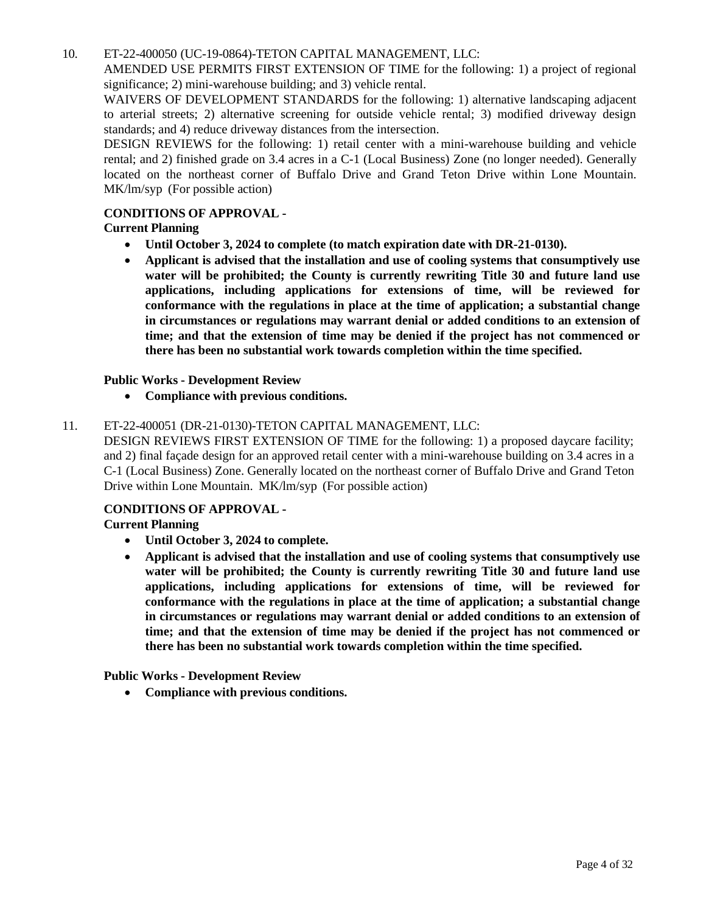10. ET-22-400050 (UC-19-0864)-TETON CAPITAL MANAGEMENT, LLC:

AMENDED USE PERMITS FIRST EXTENSION OF TIME for the following: 1) a project of regional significance; 2) mini-warehouse building; and 3) vehicle rental.

WAIVERS OF DEVELOPMENT STANDARDS for the following: 1) alternative landscaping adjacent to arterial streets; 2) alternative screening for outside vehicle rental; 3) modified driveway design standards; and 4) reduce driveway distances from the intersection.

DESIGN REVIEWS for the following: 1) retail center with a mini-warehouse building and vehicle rental; and 2) finished grade on 3.4 acres in a C-1 (Local Business) Zone (no longer needed). Generally located on the northeast corner of Buffalo Drive and Grand Teton Drive within Lone Mountain. MK/lm/syp (For possible action)

**CONDITIONS OF APPROVAL -**

**Current Planning**

- **Until October 3, 2024 to complete (to match expiration date with DR-21-0130).**
- **Applicant is advised that the installation and use of cooling systems that consumptively use water will be prohibited; the County is currently rewriting Title 30 and future land use applications, including applications for extensions of time, will be reviewed for conformance with the regulations in place at the time of application; a substantial change in circumstances or regulations may warrant denial or added conditions to an extension of time; and that the extension of time may be denied if the project has not commenced or there has been no substantial work towards completion within the time specified.**

**Public Works - Development Review**

- **Compliance with previous conditions.**

11. ET-22-400051 (DR-21-0130)-TETON CAPITAL MANAGEMENT, LLC:

DESIGN REVIEWS FIRST EXTENSION OF TIME for the following: 1) a proposed daycare facility; and 2) final façade design for an approved retail center with a mini-warehouse building on 3.4 acres in a C-1 (Local Business) Zone. Generally located on the northeast corner of Buffalo Drive and Grand Teton Drive within Lone Mountain. MK/lm/syp (For possible action)

**CONDITIONS OF APPROVAL -**

**Current Planning**

- **Until October 3, 2024 to complete.**
- **Applicant is advised that the installation and use of cooling systems that consumptively use water will be prohibited; the County is currently rewriting Title 30 and future land use applications, including applications for extensions of time, will be reviewed for conformance with the regulations in place at the time of application; a substantial change in circumstances or regulations may warrant denial or added conditions to an extension of time; and that the extension of time may be denied if the project has not commenced or there has been no substantial work towards completion within the time specified.**

**Public Works - Development Review**

- **Compliance with previous conditions.**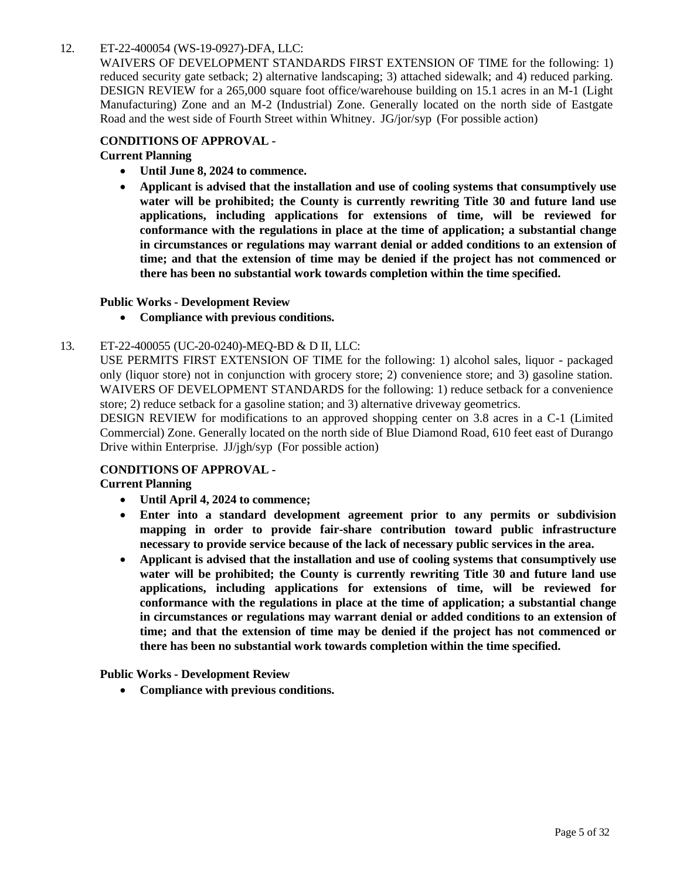12. ET-22-400054 (WS-19-0927)-DFA, LLC:
WAIVERS OF DEVELOPMENT STANDARDS FIRST EXTENSION OF TIME for the following: 1) reduced security gate setback; 2) alternative landscaping; 3) attached sidewalk; and 4) reduced parking. DESIGN REVIEW for a 265,000 square foot office/warehouse building on 15.1 acres in an M-1 (Light Manufacturing) Zone and an M-2 (Industrial) Zone. Generally located on the north side of Eastgate Road and the west side of Fourth Street within Whitney. JG/jor/syp (For possible action)

**CONDITIONS OF APPROVAL -**
**Current Planning**

- **Until June 8, 2024 to commence.**
- **Applicant is advised that the installation and use of cooling systems that consumptively use water will be prohibited; the County is currently rewriting Title 30 and future land use applications, including applications for extensions of time, will be reviewed for conformance with the regulations in place at the time of application; a substantial change in circumstances or regulations may warrant denial or added conditions to an extension of time; and that the extension of time may be denied if the project has not commenced or there has been no substantial work towards completion within the time specified.**

**Public Works - Development Review**

- **Compliance with previous conditions.**

13. ET-22-400055 (UC-20-0240)-MEQ-BD & D II, LLC:
USE PERMITS FIRST EXTENSION OF TIME for the following: 1) alcohol sales, liquor - packaged only (liquor store) not in conjunction with grocery store; 2) convenience store; and 3) gasoline station. WAIVERS OF DEVELOPMENT STANDARDS for the following: 1) reduce setback for a convenience store; 2) reduce setback for a gasoline station; and 3) alternative driveway geometrics.
DESIGN REVIEW for modifications to an approved shopping center on 3.8 acres in a C-1 (Limited Commercial) Zone. Generally located on the north side of Blue Diamond Road, 610 feet east of Durango Drive within Enterprise. JJ/jgh/syp (For possible action)

**CONDITIONS OF APPROVAL -**
**Current Planning**

- **Until April 4, 2024 to commence;**
- **Enter into a standard development agreement prior to any permits or subdivision mapping in order to provide fair-share contribution toward public infrastructure necessary to provide service because of the lack of necessary public services in the area.**
- **Applicant is advised that the installation and use of cooling systems that consumptively use water will be prohibited; the County is currently rewriting Title 30 and future land use applications, including applications for extensions of time, will be reviewed for conformance with the regulations in place at the time of application; a substantial change in circumstances or regulations may warrant denial or added conditions to an extension of time; and that the extension of time may be denied if the project has not commenced or there has been no substantial work towards completion within the time specified.**

**Public Works - Development Review**

- **Compliance with previous conditions.**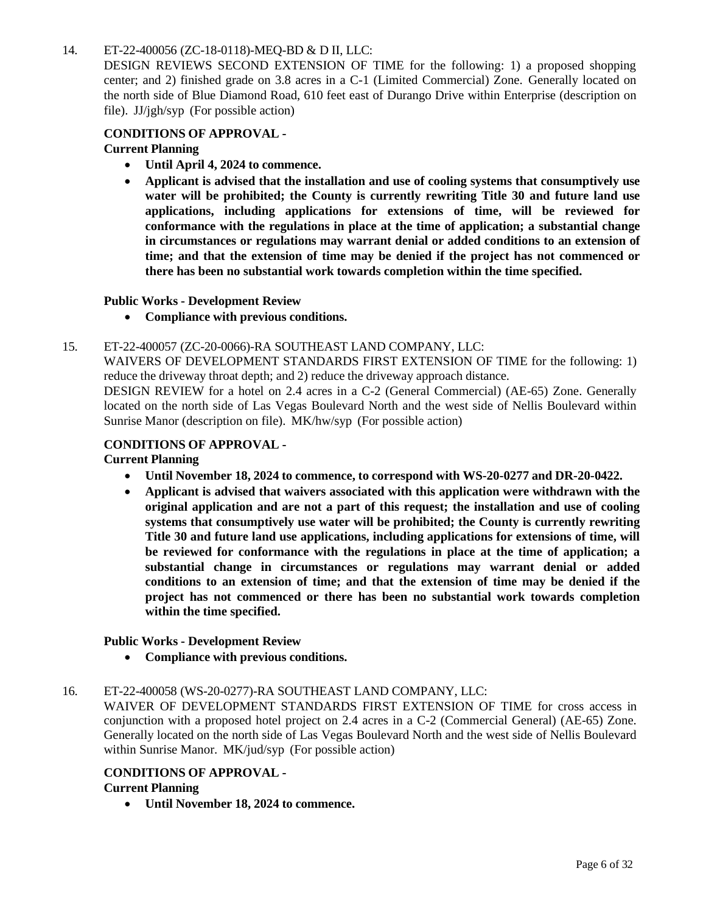14. ET-22-400056 (ZC-18-0118)-MEQ-BD & D II, LLC:
DESIGN REVIEWS SECOND EXTENSION OF TIME for the following: 1) a proposed shopping center; and 2) finished grade on 3.8 acres in a C-1 (Limited Commercial) Zone. Generally located on the north side of Blue Diamond Road, 610 feet east of Durango Drive within Enterprise (description on file). JJ/jgh/syp (For possible action)

**CONDITIONS OF APPROVAL -**
**Current Planning**

- **Until April 4, 2024 to commence.**
- **Applicant is advised that the installation and use of cooling systems that consumptively use water will be prohibited; the County is currently rewriting Title 30 and future land use applications, including applications for extensions of time, will be reviewed for conformance with the regulations in place at the time of application; a substantial change in circumstances or regulations may warrant denial or added conditions to an extension of time; and that the extension of time may be denied if the project has not commenced or there has been no substantial work towards completion within the time specified.**

**Public Works - Development Review**

- **Compliance with previous conditions.**

15. ET-22-400057 (ZC-20-0066)-RA SOUTHEAST LAND COMPANY, LLC:
WAIVERS OF DEVELOPMENT STANDARDS FIRST EXTENSION OF TIME for the following: 1) reduce the driveway throat depth; and 2) reduce the driveway approach distance.
DESIGN REVIEW for a hotel on 2.4 acres in a C-2 (General Commercial) (AE-65) Zone. Generally located on the north side of Las Vegas Boulevard North and the west side of Nellis Boulevard within Sunrise Manor (description on file). MK/hw/syp (For possible action)

**CONDITIONS OF APPROVAL -**
**Current Planning**

- **Until November 18, 2024 to commence, to correspond with WS-20-0277 and DR-20-0422.**
- **Applicant is advised that waivers associated with this application were withdrawn with the original application and are not a part of this request; the installation and use of cooling systems that consumptively use water will be prohibited; the County is currently rewriting Title 30 and future land use applications, including applications for extensions of time, will be reviewed for conformance with the regulations in place at the time of application; a substantial change in circumstances or regulations may warrant denial or added conditions to an extension of time; and that the extension of time may be denied if the project has not commenced or there has been no substantial work towards completion within the time specified.**

**Public Works - Development Review**

- **Compliance with previous conditions.**

16. ET-22-400058 (WS-20-0277)-RA SOUTHEAST LAND COMPANY, LLC:
WAIVER OF DEVELOPMENT STANDARDS FIRST EXTENSION OF TIME for cross access in conjunction with a proposed hotel project on 2.4 acres in a C-2 (Commercial General) (AE-65) Zone. Generally located on the north side of Las Vegas Boulevard North and the west side of Nellis Boulevard within Sunrise Manor. MK/jud/syp (For possible action)

**CONDITIONS OF APPROVAL -**
**Current Planning**

- **Until November 18, 2024 to commence.**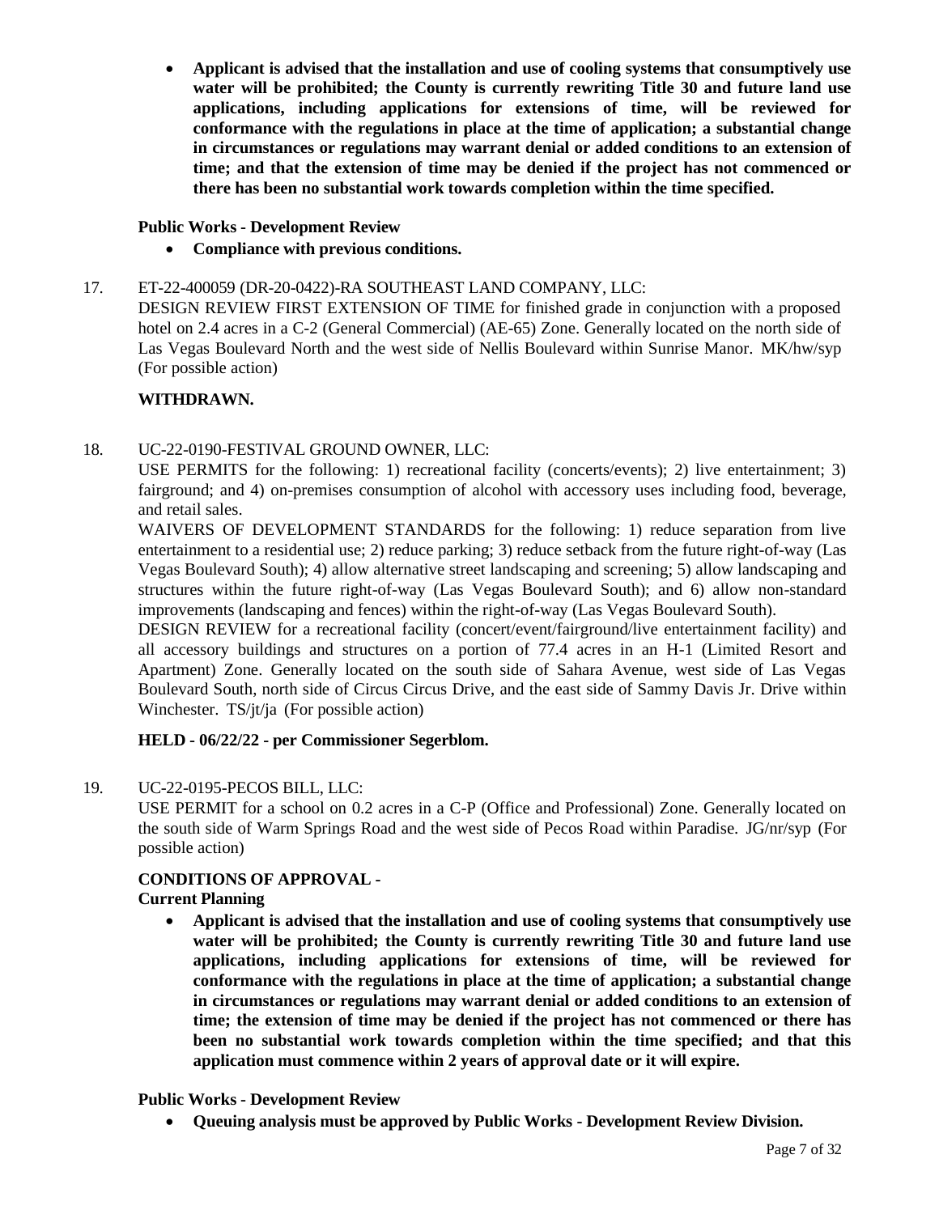- **Applicant is advised that the installation and use of cooling systems that consumptively use water will be prohibited; the County is currently rewriting Title 30 and future land use applications, including applications for extensions of time, will be reviewed for conformance with the regulations in place at the time of application; a substantial change in circumstances or regulations may warrant denial or added conditions to an extension of time; and that the extension of time may be denied if the project has not commenced or there has been no substantial work towards completion within the time specified.**

**Public Works - Development Review**

- **Compliance with previous conditions.**

17. ET-22-400059 (DR-20-0422)-RA SOUTHEAST LAND COMPANY, LLC:
DESIGN REVIEW FIRST EXTENSION OF TIME for finished grade in conjunction with a proposed hotel on 2.4 acres in a C-2 (General Commercial) (AE-65) Zone. Generally located on the north side of Las Vegas Boulevard North and the west side of Nellis Boulevard within Sunrise Manor. MK/hw/syp (For possible action)

**WITHDRAWN.**

18. UC-22-0190-FESTIVAL GROUND OWNER, LLC:
USE PERMITS for the following: 1) recreational facility (concerts/events); 2) live entertainment; 3) fairground; and 4) on-premises consumption of alcohol with accessory uses including food, beverage, and retail sales.
WAIVERS OF DEVELOPMENT STANDARDS for the following: 1) reduce separation from live entertainment to a residential use; 2) reduce parking; 3) reduce setback from the future right-of-way (Las Vegas Boulevard South); 4) allow alternative street landscaping and screening; 5) allow landscaping and structures within the future right-of-way (Las Vegas Boulevard South); and 6) allow non-standard improvements (landscaping and fences) within the right-of-way (Las Vegas Boulevard South).
DESIGN REVIEW for a recreational facility (concert/event/fairground/live entertainment facility) and all accessory buildings and structures on a portion of 77.4 acres in an H-1 (Limited Resort and Apartment) Zone. Generally located on the south side of Sahara Avenue, west side of Las Vegas Boulevard South, north side of Circus Circus Drive, and the east side of Sammy Davis Jr. Drive within Winchester. TS/jt/ja (For possible action)

**HELD - 06/22/22 - per Commissioner Segerblom.**

19. UC-22-0195-PECOS BILL, LLC:
USE PERMIT for a school on 0.2 acres in a C-P (Office and Professional) Zone. Generally located on the south side of Warm Springs Road and the west side of Pecos Road within Paradise. JG/nr/syp (For possible action)

**CONDITIONS OF APPROVAL -**

**Current Planning**

- **Applicant is advised that the installation and use of cooling systems that consumptively use water will be prohibited; the County is currently rewriting Title 30 and future land use applications, including applications for extensions of time, will be reviewed for conformance with the regulations in place at the time of application; a substantial change in circumstances or regulations may warrant denial or added conditions to an extension of time; the extension of time may be denied if the project has not commenced or there has been no substantial work towards completion within the time specified; and that this application must commence within 2 years of approval date or it will expire.**

**Public Works - Development Review**

- **Queuing analysis must be approved by Public Works - Development Review Division.**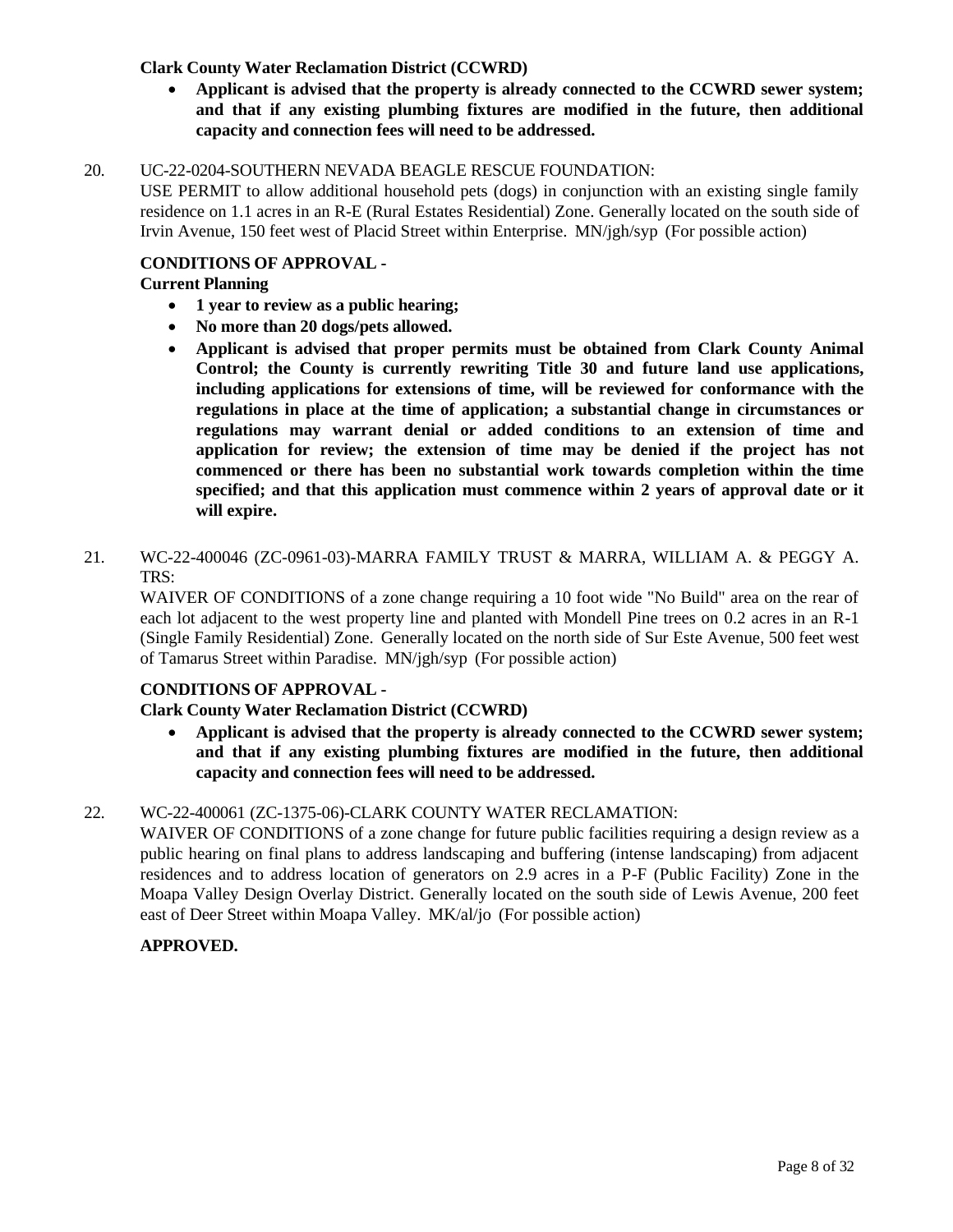**Clark County Water Reclamation District (CCWRD)**

- **Applicant is advised that the property is already connected to the CCWRD sewer system; and that if any existing plumbing fixtures are modified in the future, then additional capacity and connection fees will need to be addressed.**

20. UC-22-0204-SOUTHERN NEVADA BEAGLE RESCUE FOUNDATION:
USE PERMIT to allow additional household pets (dogs) in conjunction with an existing single family residence on 1.1 acres in an R-E (Rural Estates Residential) Zone. Generally located on the south side of Irvin Avenue, 150 feet west of Placid Street within Enterprise. MN/jgh/syp (For possible action)

**CONDITIONS OF APPROVAL -**

**Current Planning**

- **1 year to review as a public hearing;**
- **No more than 20 dogs/pets allowed.**
- **Applicant is advised that proper permits must be obtained from Clark County Animal Control; the County is currently rewriting Title 30 and future land use applications, including applications for extensions of time, will be reviewed for conformance with the regulations in place at the time of application; a substantial change in circumstances or regulations may warrant denial or added conditions to an extension of time and application for review; the extension of time may be denied if the project has not commenced or there has been no substantial work towards completion within the time specified; and that this application must commence within 2 years of approval date or it will expire.**

21. WC-22-400046 (ZC-0961-03)-MARRA FAMILY TRUST & MARRA, WILLIAM A. & PEGGY A. TRS:
WAIVER OF CONDITIONS of a zone change requiring a 10 foot wide "No Build" area on the rear of each lot adjacent to the west property line and planted with Mondell Pine trees on 0.2 acres in an R-1 (Single Family Residential) Zone. Generally located on the north side of Sur Este Avenue, 500 feet west of Tamarus Street within Paradise. MN/jgh/syp (For possible action)

**CONDITIONS OF APPROVAL -**

**Clark County Water Reclamation District (CCWRD)**

- **Applicant is advised that the property is already connected to the CCWRD sewer system; and that if any existing plumbing fixtures are modified in the future, then additional capacity and connection fees will need to be addressed.**

22. WC-22-400061 (ZC-1375-06)-CLARK COUNTY WATER RECLAMATION:
WAIVER OF CONDITIONS of a zone change for future public facilities requiring a design review as a public hearing on final plans to address landscaping and buffering (intense landscaping) from adjacent residences and to address location of generators on 2.9 acres in a P-F (Public Facility) Zone in the Moapa Valley Design Overlay District. Generally located on the south side of Lewis Avenue, 200 feet east of Deer Street within Moapa Valley. MK/al/jo (For possible action)

**APPROVED.**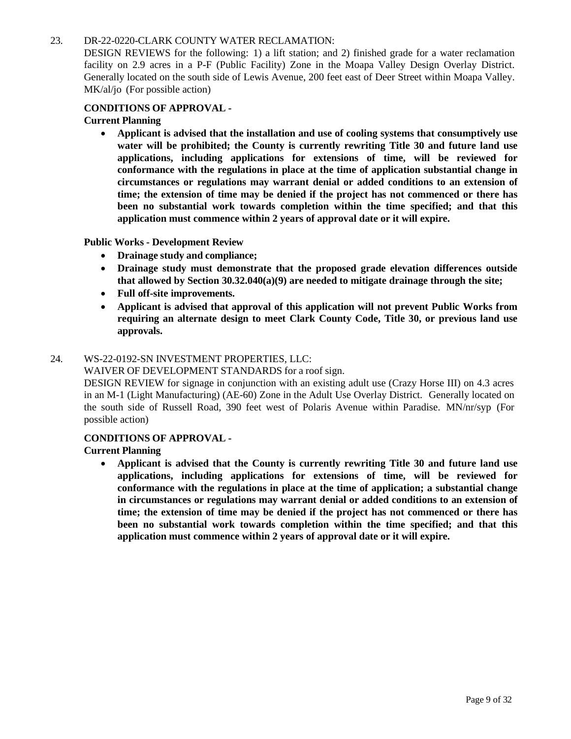23. DR-22-0220-CLARK COUNTY WATER RECLAMATION:
DESIGN REVIEWS for the following: 1) a lift station; and 2) finished grade for a water reclamation facility on 2.9 acres in a P-F (Public Facility) Zone in the Moapa Valley Design Overlay District. Generally located on the south side of Lewis Avenue, 200 feet east of Deer Street within Moapa Valley. MK/al/jo (For possible action)

**CONDITIONS OF APPROVAL -**

**Current Planning**

- **Applicant is advised that the installation and use of cooling systems that consumptively use water will be prohibited; the County is currently rewriting Title 30 and future land use applications, including applications for extensions of time, will be reviewed for conformance with the regulations in place at the time of application substantial change in circumstances or regulations may warrant denial or added conditions to an extension of time; the extension of time may be denied if the project has not commenced or there has been no substantial work towards completion within the time specified; and that this application must commence within 2 years of approval date or it will expire.**

**Public Works - Development Review**

- **Drainage study and compliance;**
- **Drainage study must demonstrate that the proposed grade elevation differences outside that allowed by Section 30.32.040(a)(9) are needed to mitigate drainage through the site;**
- **Full off-site improvements.**
- **Applicant is advised that approval of this application will not prevent Public Works from requiring an alternate design to meet Clark County Code, Title 30, or previous land use approvals.**

24. WS-22-0192-SN INVESTMENT PROPERTIES, LLC:
WAIVER OF DEVELOPMENT STANDARDS for a roof sign.
DESIGN REVIEW for signage in conjunction with an existing adult use (Crazy Horse III) on 4.3 acres in an M-1 (Light Manufacturing) (AE-60) Zone in the Adult Use Overlay District. Generally located on the south side of Russell Road, 390 feet west of Polaris Avenue within Paradise. MN/nr/syp (For possible action)

**CONDITIONS OF APPROVAL -**

**Current Planning**

- **Applicant is advised that the County is currently rewriting Title 30 and future land use applications, including applications for extensions of time, will be reviewed for conformance with the regulations in place at the time of application; a substantial change in circumstances or regulations may warrant denial or added conditions to an extension of time; the extension of time may be denied if the project has not commenced or there has been no substantial work towards completion within the time specified; and that this application must commence within 2 years of approval date or it will expire.**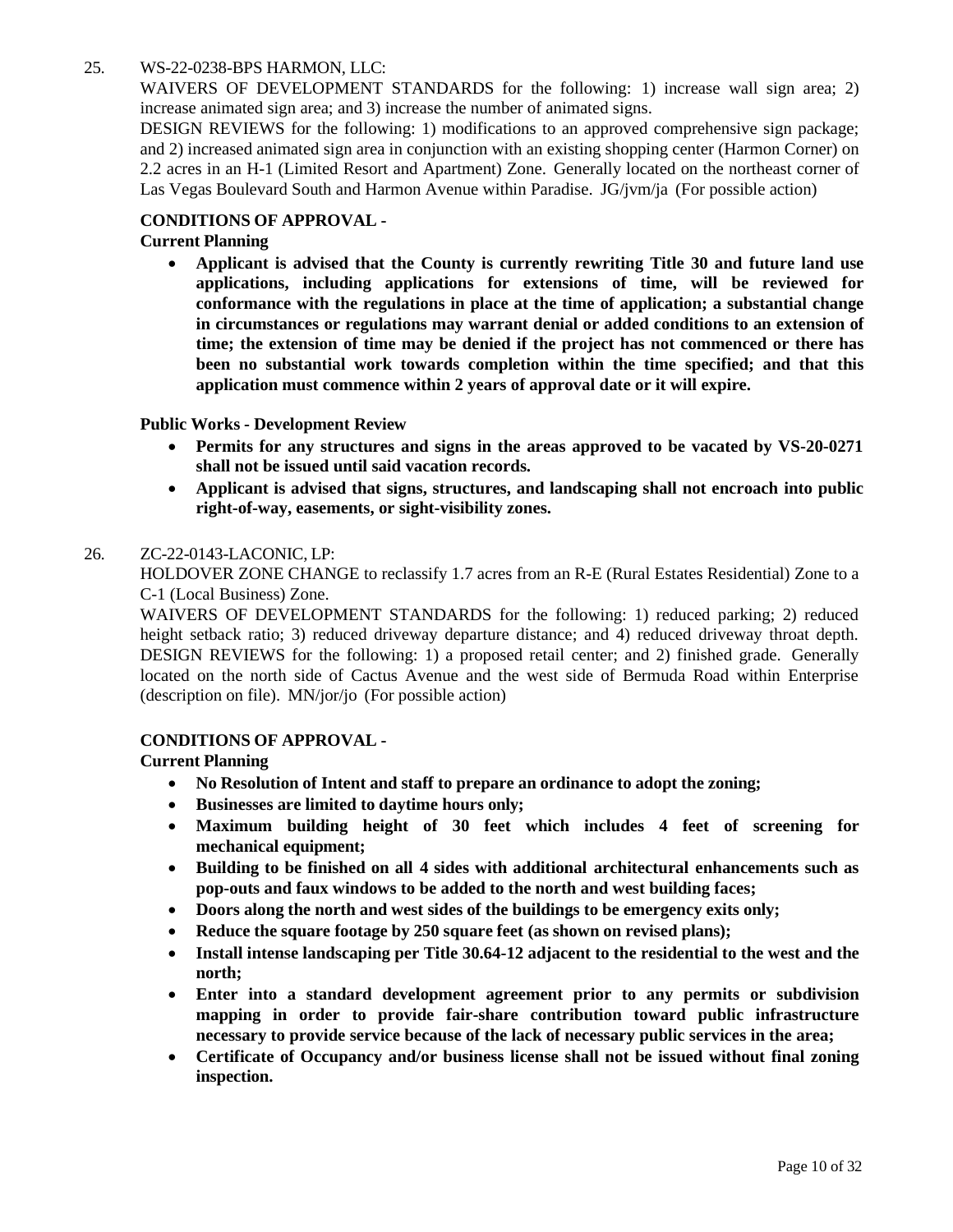25. WS-22-0238-BPS HARMON, LLC:

WAIVERS OF DEVELOPMENT STANDARDS for the following: 1) increase wall sign area; 2) increase animated sign area; and 3) increase the number of animated signs.

DESIGN REVIEWS for the following: 1) modifications to an approved comprehensive sign package; and 2) increased animated sign area in conjunction with an existing shopping center (Harmon Corner) on 2.2 acres in an H-1 (Limited Resort and Apartment) Zone. Generally located on the northeast corner of Las Vegas Boulevard South and Harmon Avenue within Paradise. JG/jvm/ja (For possible action)

**CONDITIONS OF APPROVAL -**

**Current Planning**

- **Applicant is advised that the County is currently rewriting Title 30 and future land use applications, including applications for extensions of time, will be reviewed for conformance with the regulations in place at the time of application; a substantial change in circumstances or regulations may warrant denial or added conditions to an extension of time; the extension of time may be denied if the project has not commenced or there has been no substantial work towards completion within the time specified; and that this application must commence within 2 years of approval date or it will expire.**

**Public Works - Development Review**

- **Permits for any structures and signs in the areas approved to be vacated by VS-20-0271 shall not be issued until said vacation records.**
- **Applicant is advised that signs, structures, and landscaping shall not encroach into public right-of-way, easements, or sight-visibility zones.**

26. ZC-22-0143-LACONIC, LP:

HOLDOVER ZONE CHANGE to reclassify 1.7 acres from an R-E (Rural Estates Residential) Zone to a C-1 (Local Business) Zone.

WAIVERS OF DEVELOPMENT STANDARDS for the following: 1) reduced parking; 2) reduced height setback ratio; 3) reduced driveway departure distance; and 4) reduced driveway throat depth.

DESIGN REVIEWS for the following: 1) a proposed retail center; and 2) finished grade. Generally located on the north side of Cactus Avenue and the west side of Bermuda Road within Enterprise (description on file). MN/jor/jo (For possible action)

**CONDITIONS OF APPROVAL -**

**Current Planning**

- **No Resolution of Intent and staff to prepare an ordinance to adopt the zoning;**
- **Businesses are limited to daytime hours only;**
- **Maximum building height of 30 feet which includes 4 feet of screening for mechanical equipment;**
- **Building to be finished on all 4 sides with additional architectural enhancements such as pop-outs and faux windows to be added to the north and west building faces;**
- **Doors along the north and west sides of the buildings to be emergency exits only;**
- **Reduce the square footage by 250 square feet (as shown on revised plans);**
- **Install intense landscaping per Title 30.64-12 adjacent to the residential to the west and the north;**
- **Enter into a standard development agreement prior to any permits or subdivision mapping in order to provide fair-share contribution toward public infrastructure necessary to provide service because of the lack of necessary public services in the area;**
- **Certificate of Occupancy and/or business license shall not be issued without final zoning inspection.**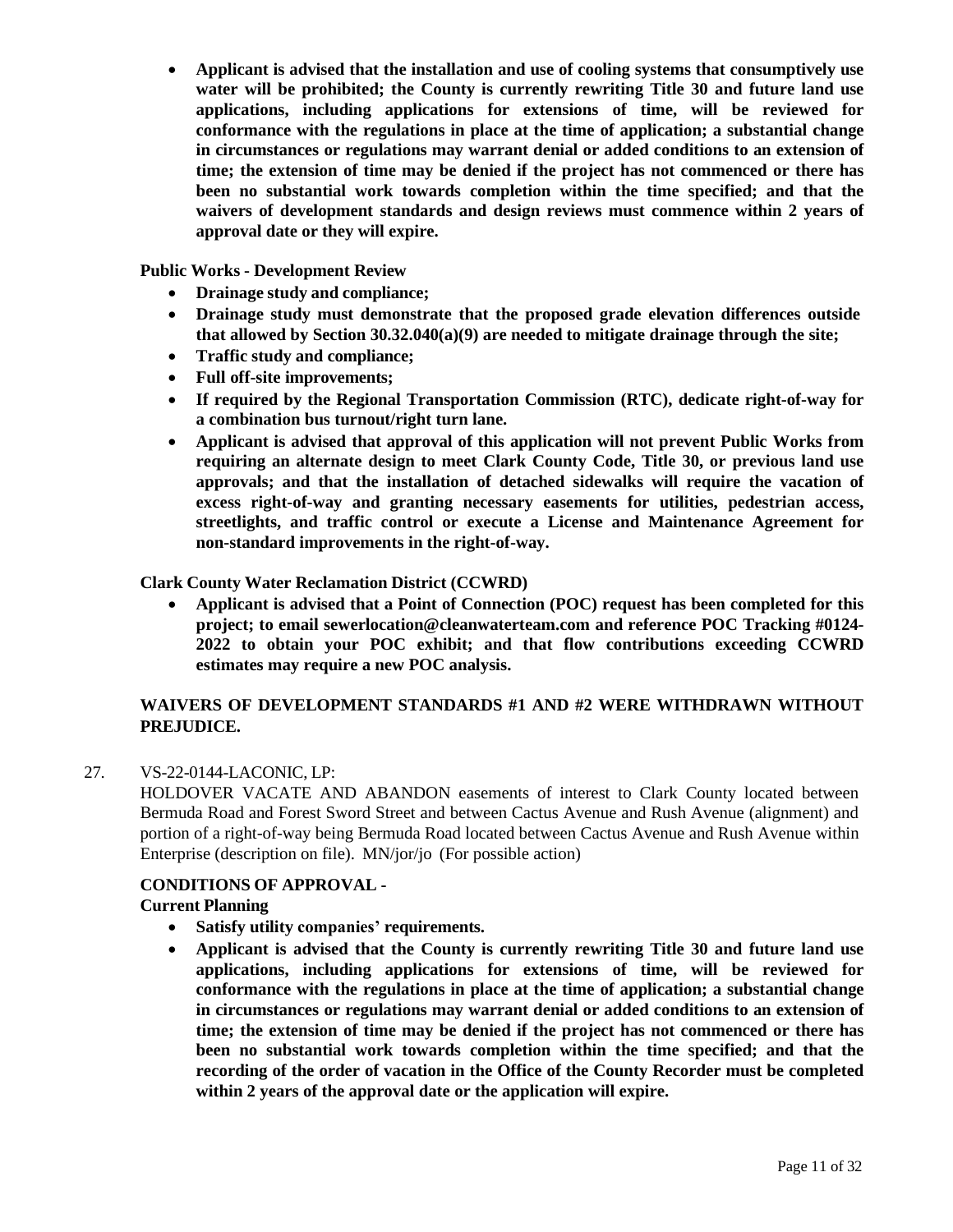- **Applicant is advised that the installation and use of cooling systems that consumptively use water will be prohibited; the County is currently rewriting Title 30 and future land use applications, including applications for extensions of time, will be reviewed for conformance with the regulations in place at the time of application; a substantial change in circumstances or regulations may warrant denial or added conditions to an extension of time; the extension of time may be denied if the project has not commenced or there has been no substantial work towards completion within the time specified; and that the waivers of development standards and design reviews must commence within 2 years of approval date or they will expire.**

**Public Works - Development Review**

- **Drainage study and compliance;**
- **Drainage study must demonstrate that the proposed grade elevation differences outside that allowed by Section 30.32.040(a)(9) are needed to mitigate drainage through the site;**
- **Traffic study and compliance;**
- **Full off-site improvements;**
- **If required by the Regional Transportation Commission (RTC), dedicate right-of-way for a combination bus turnout/right turn lane.**
- **Applicant is advised that approval of this application will not prevent Public Works from requiring an alternate design to meet Clark County Code, Title 30, or previous land use approvals; and that the installation of detached sidewalks will require the vacation of excess right-of-way and granting necessary easements for utilities, pedestrian access, streetlights, and traffic control or execute a License and Maintenance Agreement for non-standard improvements in the right-of-way.**

**Clark County Water Reclamation District (CCWRD)**

- **Applicant is advised that a Point of Connection (POC) request has been completed for this project; to email sewerlocation@cleanwaterteam.com and reference POC Tracking #0124-2022 to obtain your POC exhibit; and that flow contributions exceeding CCWRD estimates may require a new POC analysis.**

**WAIVERS OF DEVELOPMENT STANDARDS #1 AND #2 WERE WITHDRAWN WITHOUT PREJUDICE.**

27. VS-22-0144-LACONIC, LP:

HOLDOVER VACATE AND ABANDON easements of interest to Clark County located between Bermuda Road and Forest Sword Street and between Cactus Avenue and Rush Avenue (alignment) and portion of a right-of-way being Bermuda Road located between Cactus Avenue and Rush Avenue within Enterprise (description on file). MN/jor/jo (For possible action)

**CONDITIONS OF APPROVAL -**

**Current Planning**

- **Satisfy utility companies' requirements.**
- **Applicant is advised that the County is currently rewriting Title 30 and future land use applications, including applications for extensions of time, will be reviewed for conformance with the regulations in place at the time of application; a substantial change in circumstances or regulations may warrant denial or added conditions to an extension of time; the extension of time may be denied if the project has not commenced or there has been no substantial work towards completion within the time specified; and that the recording of the order of vacation in the Office of the County Recorder must be completed within 2 years of the approval date or the application will expire.**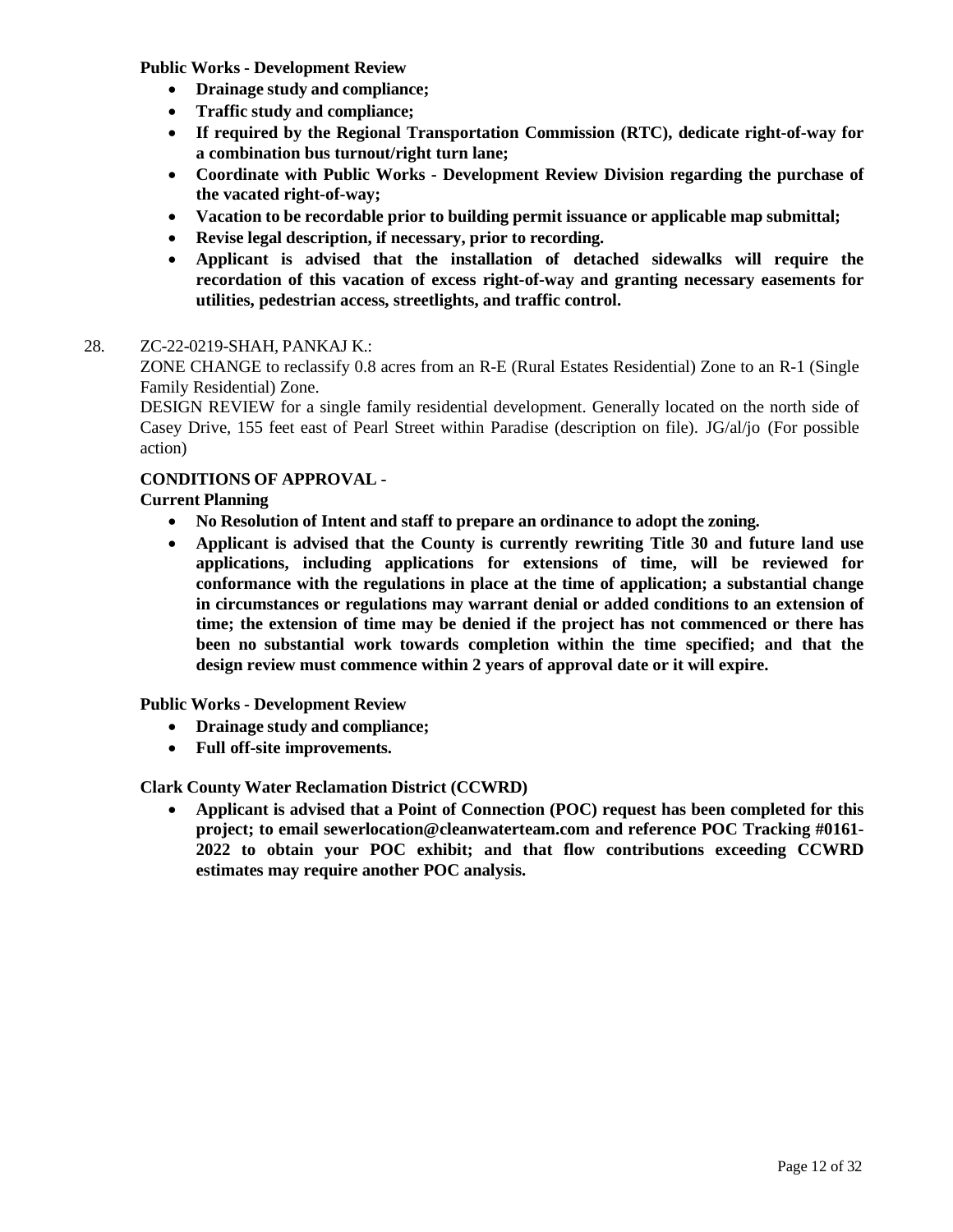**Public Works - Development Review**

- **Drainage study and compliance;**
- **Traffic study and compliance;**
- **If required by the Regional Transportation Commission (RTC), dedicate right-of-way for a combination bus turnout/right turn lane;**
- **Coordinate with Public Works - Development Review Division regarding the purchase of the vacated right-of-way;**
- **Vacation to be recordable prior to building permit issuance or applicable map submittal;**
- **Revise legal description, if necessary, prior to recording.**
- **Applicant is advised that the installation of detached sidewalks will require the recordation of this vacation of excess right-of-way and granting necessary easements for utilities, pedestrian access, streetlights, and traffic control.**

28. ZC-22-0219-SHAH, PANKAJ K.:

ZONE CHANGE to reclassify 0.8 acres from an R-E (Rural Estates Residential) Zone to an R-1 (Single Family Residential) Zone.

DESIGN REVIEW for a single family residential development. Generally located on the north side of Casey Drive, 155 feet east of Pearl Street within Paradise (description on file). JG/al/jo (For possible action)

**CONDITIONS OF APPROVAL -**

**Current Planning**

- **No Resolution of Intent and staff to prepare an ordinance to adopt the zoning.**
- **Applicant is advised that the County is currently rewriting Title 30 and future land use applications, including applications for extensions of time, will be reviewed for conformance with the regulations in place at the time of application; a substantial change in circumstances or regulations may warrant denial or added conditions to an extension of time; the extension of time may be denied if the project has not commenced or there has been no substantial work towards completion within the time specified; and that the design review must commence within 2 years of approval date or it will expire.**

**Public Works - Development Review**

- **Drainage study and compliance;**
- **Full off-site improvements.**

**Clark County Water Reclamation District (CCWRD)**

- **Applicant is advised that a Point of Connection (POC) request has been completed for this project; to email sewerlocation@cleanwaterteam.com and reference POC Tracking #0161-2022 to obtain your POC exhibit; and that flow contributions exceeding CCWRD estimates may require another POC analysis.**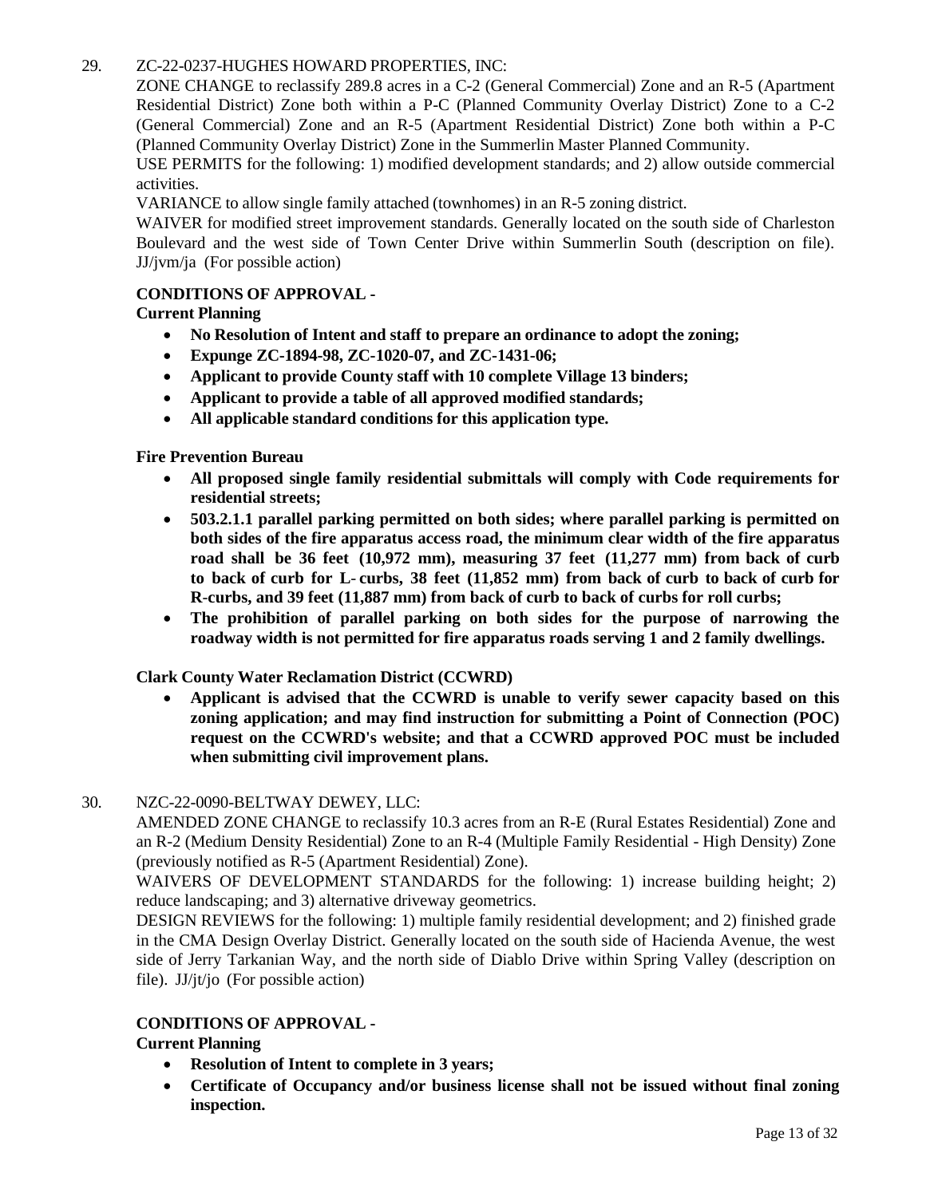29. ZC-22-0237-HUGHES HOWARD PROPERTIES, INC:

ZONE CHANGE to reclassify 289.8 acres in a C-2 (General Commercial) Zone and an R-5 (Apartment Residential District) Zone both within a P-C (Planned Community Overlay District) Zone to a C-2 (General Commercial) Zone and an R-5 (Apartment Residential District) Zone both within a P-C (Planned Community Overlay District) Zone in the Summerlin Master Planned Community.

USE PERMITS for the following: 1) modified development standards; and 2) allow outside commercial activities.

VARIANCE to allow single family attached (townhomes) in an R-5 zoning district.

WAIVER for modified street improvement standards. Generally located on the south side of Charleston Boulevard and the west side of Town Center Drive within Summerlin South (description on file). JJ/jvm/ja (For possible action)

**CONDITIONS OF APPROVAL -**

**Current Planning**

- **No Resolution of Intent and staff to prepare an ordinance to adopt the zoning;**
- **Expunge ZC-1894-98, ZC-1020-07, and ZC-1431-06;**
- **Applicant to provide County staff with 10 complete Village 13 binders;**
- **Applicant to provide a table of all approved modified standards;**
- **All applicable standard conditions for this application type.**

**Fire Prevention Bureau**

- **All proposed single family residential submittals will comply with Code requirements for residential streets;**
- **503.2.1.1 parallel parking permitted on both sides; where parallel parking is permitted on both sides of the fire apparatus access road, the minimum clear width of the fire apparatus road shall be 36 feet (10,972 mm), measuring 37 feet (11,277 mm) from back of curb to back of curb for L- curbs, 38 feet (11,852 mm) from back of curb to back of curb for R-curbs, and 39 feet (11,887 mm) from back of curb to back of curbs for roll curbs;**
- **The prohibition of parallel parking on both sides for the purpose of narrowing the roadway width is not permitted for fire apparatus roads serving 1 and 2 family dwellings.**

**Clark County Water Reclamation District (CCWRD)**

- **Applicant is advised that the CCWRD is unable to verify sewer capacity based on this zoning application; and may find instruction for submitting a Point of Connection (POC) request on the CCWRD's website; and that a CCWRD approved POC must be included when submitting civil improvement plans.**

30. NZC-22-0090-BELTWAY DEWEY, LLC:

AMENDED ZONE CHANGE to reclassify 10.3 acres from an R-E (Rural Estates Residential) Zone and an R-2 (Medium Density Residential) Zone to an R-4 (Multiple Family Residential - High Density) Zone (previously notified as R-5 (Apartment Residential) Zone).

WAIVERS OF DEVELOPMENT STANDARDS for the following: 1) increase building height; 2) reduce landscaping; and 3) alternative driveway geometrics.

DESIGN REVIEWS for the following: 1) multiple family residential development; and 2) finished grade in the CMA Design Overlay District. Generally located on the south side of Hacienda Avenue, the west side of Jerry Tarkanian Way, and the north side of Diablo Drive within Spring Valley (description on file). JJ/jt/jo (For possible action)

**CONDITIONS OF APPROVAL -**

**Current Planning**

- **Resolution of Intent to complete in 3 years;**
- **Certificate of Occupancy and/or business license shall not be issued without final zoning inspection.**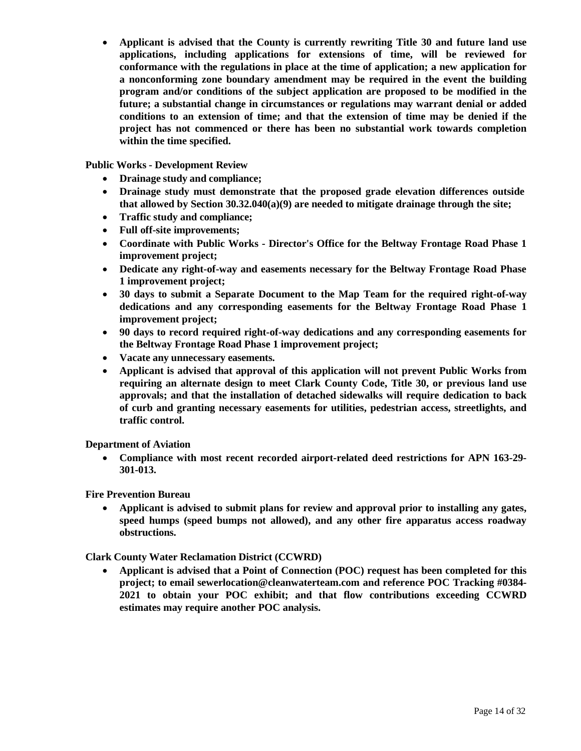- **Applicant is advised that the County is currently rewriting Title 30 and future land use applications, including applications for extensions of time, will be reviewed for conformance with the regulations in place at the time of application; a new application for a nonconforming zone boundary amendment may be required in the event the building program and/or conditions of the subject application are proposed to be modified in the future; a substantial change in circumstances or regulations may warrant denial or added conditions to an extension of time; and that the extension of time may be denied if the project has not commenced or there has been no substantial work towards completion within the time specified.**

**Public Works - Development Review**

- **Drainage study and compliance;**
- **Drainage study must demonstrate that the proposed grade elevation differences outside that allowed by Section 30.32.040(a)(9) are needed to mitigate drainage through the site;**
- **Traffic study and compliance;**
- **Full off-site improvements;**
- **Coordinate with Public Works - Director's Office for the Beltway Frontage Road Phase 1 improvement project;**
- **Dedicate any right-of-way and easements necessary for the Beltway Frontage Road Phase 1 improvement project;**
- **30 days to submit a Separate Document to the Map Team for the required right-of-way dedications and any corresponding easements for the Beltway Frontage Road Phase 1 improvement project;**
- **90 days to record required right-of-way dedications and any corresponding easements for the Beltway Frontage Road Phase 1 improvement project;**
- **Vacate any unnecessary easements.**
- **Applicant is advised that approval of this application will not prevent Public Works from requiring an alternate design to meet Clark County Code, Title 30, or previous land use approvals; and that the installation of detached sidewalks will require dedication to back of curb and granting necessary easements for utilities, pedestrian access, streetlights, and traffic control.**

**Department of Aviation**

- **Compliance with most recent recorded airport-related deed restrictions for APN 163-29-301-013.**

**Fire Prevention Bureau**

- **Applicant is advised to submit plans for review and approval prior to installing any gates, speed humps (speed bumps not allowed), and any other fire apparatus access roadway obstructions.**

**Clark County Water Reclamation District (CCWRD)**

- **Applicant is advised that a Point of Connection (POC) request has been completed for this project; to email sewerlocation@cleanwaterteam.com and reference POC Tracking #0384-2021 to obtain your POC exhibit; and that flow contributions exceeding CCWRD estimates may require another POC analysis.**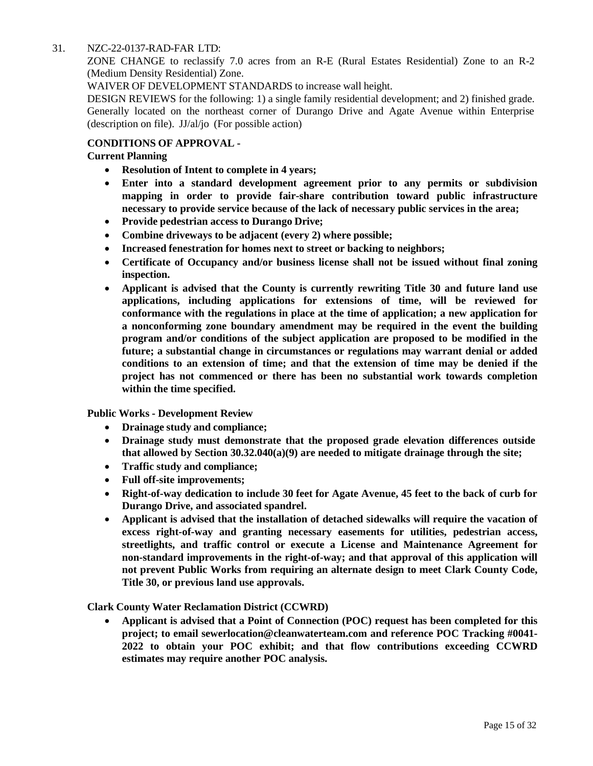31. NZC-22-0137-RAD-FAR LTD:

ZONE CHANGE to reclassify 7.0 acres from an R-E (Rural Estates Residential) Zone to an R-2 (Medium Density Residential) Zone.

WAIVER OF DEVELOPMENT STANDARDS to increase wall height.

DESIGN REVIEWS for the following: 1) a single family residential development; and 2) finished grade. Generally located on the northeast corner of Durango Drive and Agate Avenue within Enterprise (description on file). JJ/al/jo (For possible action)

**CONDITIONS OF APPROVAL -**

**Current Planning**

- **Resolution of Intent to complete in 4 years;**
- **Enter into a standard development agreement prior to any permits or subdivision mapping in order to provide fair-share contribution toward public infrastructure necessary to provide service because of the lack of necessary public services in the area;**
- **Provide pedestrian access to Durango Drive;**
- **Combine driveways to be adjacent (every 2) where possible;**
- **Increased fenestration for homes next to street or backing to neighbors;**
- **Certificate of Occupancy and/or business license shall not be issued without final zoning inspection.**
- **Applicant is advised that the County is currently rewriting Title 30 and future land use applications, including applications for extensions of time, will be reviewed for conformance with the regulations in place at the time of application; a new application for a nonconforming zone boundary amendment may be required in the event the building program and/or conditions of the subject application are proposed to be modified in the future; a substantial change in circumstances or regulations may warrant denial or added conditions to an extension of time; and that the extension of time may be denied if the project has not commenced or there has been no substantial work towards completion within the time specified.**

**Public Works - Development Review**

- **Drainage study and compliance;**
- **Drainage study must demonstrate that the proposed grade elevation differences outside that allowed by Section 30.32.040(a)(9) are needed to mitigate drainage through the site;**
- **Traffic study and compliance;**
- **Full off-site improvements;**
- **Right-of-way dedication to include 30 feet for Agate Avenue, 45 feet to the back of curb for Durango Drive, and associated spandrel.**
- **Applicant is advised that the installation of detached sidewalks will require the vacation of excess right-of-way and granting necessary easements for utilities, pedestrian access, streetlights, and traffic control or execute a License and Maintenance Agreement for non-standard improvements in the right-of-way; and that approval of this application will not prevent Public Works from requiring an alternate design to meet Clark County Code, Title 30, or previous land use approvals.**

**Clark County Water Reclamation District (CCWRD)**

- **Applicant is advised that a Point of Connection (POC) request has been completed for this project; to email sewerlocation@cleanwaterteam.com and reference POC Tracking #0041-2022 to obtain your POC exhibit; and that flow contributions exceeding CCWRD estimates may require another POC analysis.**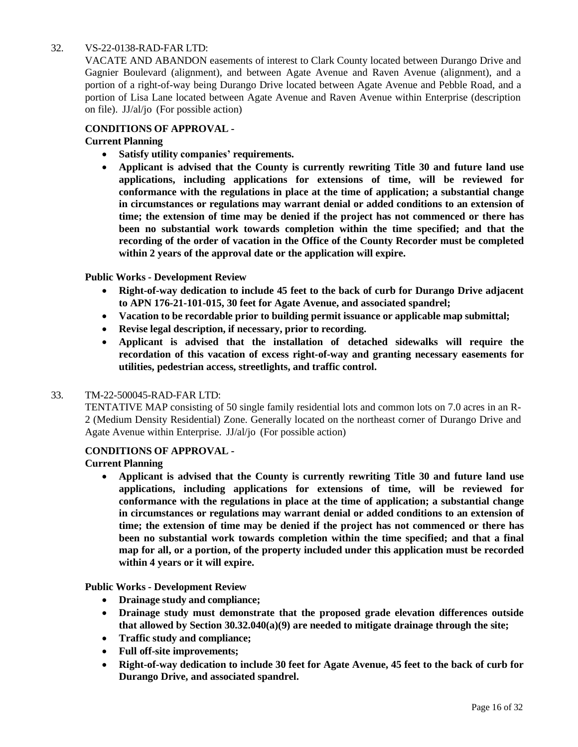32. VS-22-0138-RAD-FAR LTD:

VACATE AND ABANDON easements of interest to Clark County located between Durango Drive and Gagnier Boulevard (alignment), and between Agate Avenue and Raven Avenue (alignment), and a portion of a right-of-way being Durango Drive located between Agate Avenue and Pebble Road, and a portion of Lisa Lane located between Agate Avenue and Raven Avenue within Enterprise (description on file). JJ/al/jo (For possible action)

**CONDITIONS OF APPROVAL -**

**Current Planning**

- **Satisfy utility companies' requirements.**
- **Applicant is advised that the County is currently rewriting Title 30 and future land use applications, including applications for extensions of time, will be reviewed for conformance with the regulations in place at the time of application; a substantial change in circumstances or regulations may warrant denial or added conditions to an extension of time; the extension of time may be denied if the project has not commenced or there has been no substantial work towards completion within the time specified; and that the recording of the order of vacation in the Office of the County Recorder must be completed within 2 years of the approval date or the application will expire.**

**Public Works - Development Review**

- **Right-of-way dedication to include 45 feet to the back of curb for Durango Drive adjacent to APN 176-21-101-015, 30 feet for Agate Avenue, and associated spandrel;**
- **Vacation to be recordable prior to building permit issuance or applicable map submittal;**
- **Revise legal description, if necessary, prior to recording.**
- **Applicant is advised that the installation of detached sidewalks will require the recordation of this vacation of excess right-of-way and granting necessary easements for utilities, pedestrian access, streetlights, and traffic control.**

33. TM-22-500045-RAD-FAR LTD:

TENTATIVE MAP consisting of 50 single family residential lots and common lots on 7.0 acres in an R-2 (Medium Density Residential) Zone. Generally located on the northeast corner of Durango Drive and Agate Avenue within Enterprise. JJ/al/jo (For possible action)

**CONDITIONS OF APPROVAL -**

**Current Planning**

- **Applicant is advised that the County is currently rewriting Title 30 and future land use applications, including applications for extensions of time, will be reviewed for conformance with the regulations in place at the time of application; a substantial change in circumstances or regulations may warrant denial or added conditions to an extension of time; the extension of time may be denied if the project has not commenced or there has been no substantial work towards completion within the time specified; and that a final map for all, or a portion, of the property included under this application must be recorded within 4 years or it will expire.**

**Public Works - Development Review**

- **Drainage study and compliance;**
- **Drainage study must demonstrate that the proposed grade elevation differences outside that allowed by Section 30.32.040(a)(9) are needed to mitigate drainage through the site;**
- **Traffic study and compliance;**
- **Full off-site improvements;**
- **Right-of-way dedication to include 30 feet for Agate Avenue, 45 feet to the back of curb for Durango Drive, and associated spandrel.**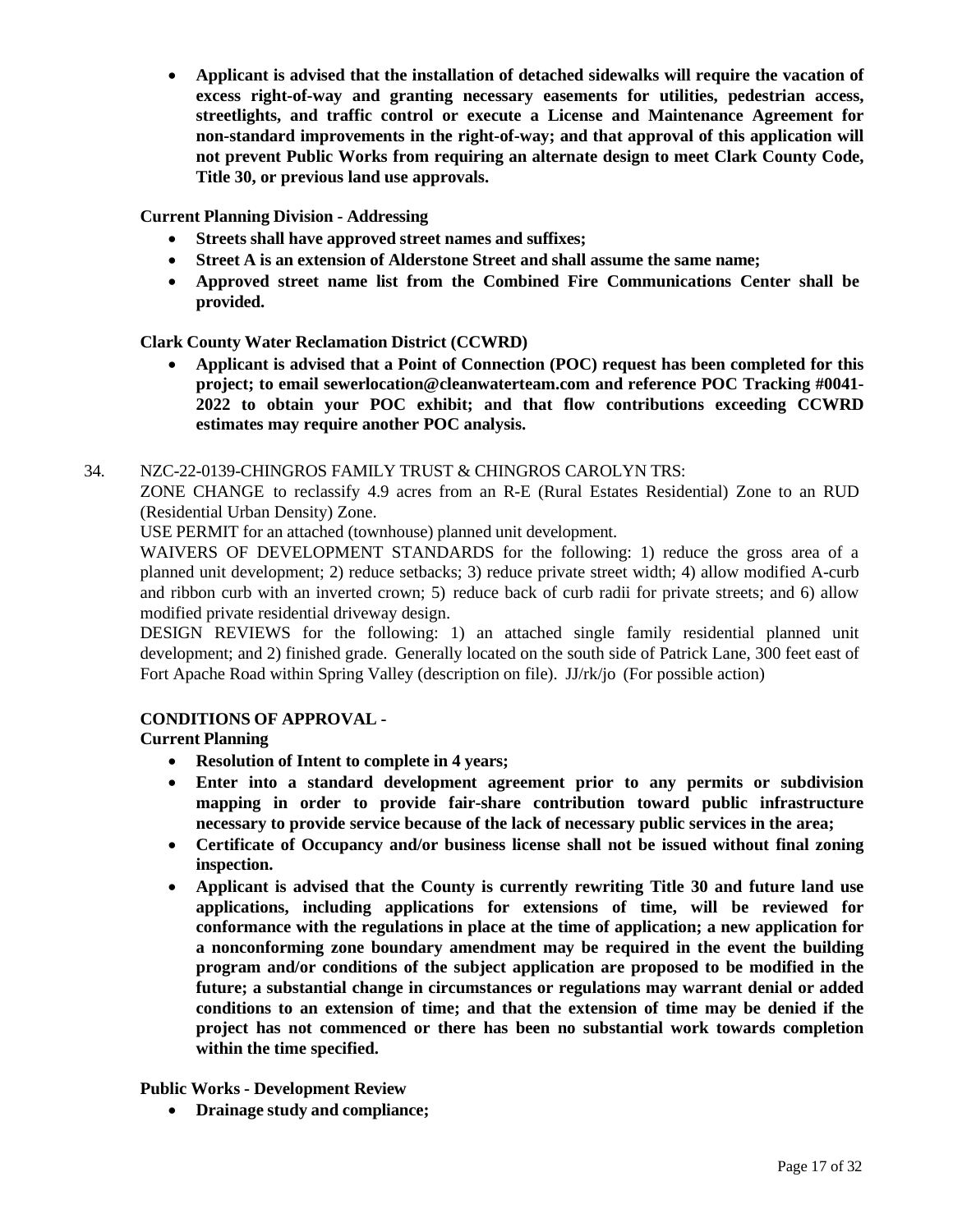- **Applicant is advised that the installation of detached sidewalks will require the vacation of excess right-of-way and granting necessary easements for utilities, pedestrian access, streetlights, and traffic control or execute a License and Maintenance Agreement for non-standard improvements in the right-of-way; and that approval of this application will not prevent Public Works from requiring an alternate design to meet Clark County Code, Title 30, or previous land use approvals.**

**Current Planning Division - Addressing**

- **Streets shall have approved street names and suffixes;**
- **Street A is an extension of Alderstone Street and shall assume the same name;**
- **Approved street name list from the Combined Fire Communications Center shall be provided.**

**Clark County Water Reclamation District (CCWRD)**

- **Applicant is advised that a Point of Connection (POC) request has been completed for this project; to email sewerlocation@cleanwaterteam.com and reference POC Tracking #0041-2022 to obtain your POC exhibit; and that flow contributions exceeding CCWRD estimates may require another POC analysis.**

34. NZC-22-0139-CHINGROS FAMILY TRUST & CHINGROS CAROLYN TRS:
ZONE CHANGE to reclassify 4.9 acres from an R-E (Rural Estates Residential) Zone to an RUD (Residential Urban Density) Zone.
USE PERMIT for an attached (townhouse) planned unit development.
WAIVERS OF DEVELOPMENT STANDARDS for the following: 1) reduce the gross area of a planned unit development; 2) reduce setbacks; 3) reduce private street width; 4) allow modified A-curb and ribbon curb with an inverted crown; 5) reduce back of curb radii for private streets; and 6) allow modified private residential driveway design.
DESIGN REVIEWS for the following: 1) an attached single family residential planned unit development; and 2) finished grade. Generally located on the south side of Patrick Lane, 300 feet east of Fort Apache Road within Spring Valley (description on file). JJ/rk/jo (For possible action)

**CONDITIONS OF APPROVAL -**

**Current Planning**

- **Resolution of Intent to complete in 4 years;**
- **Enter into a standard development agreement prior to any permits or subdivision mapping in order to provide fair-share contribution toward public infrastructure necessary to provide service because of the lack of necessary public services in the area;**
- **Certificate of Occupancy and/or business license shall not be issued without final zoning inspection.**
- **Applicant is advised that the County is currently rewriting Title 30 and future land use applications, including applications for extensions of time, will be reviewed for conformance with the regulations in place at the time of application; a new application for a nonconforming zone boundary amendment may be required in the event the building program and/or conditions of the subject application are proposed to be modified in the future; a substantial change in circumstances or regulations may warrant denial or added conditions to an extension of time; and that the extension of time may be denied if the project has not commenced or there has been no substantial work towards completion within the time specified.**

**Public Works - Development Review**

- **Drainage study and compliance;**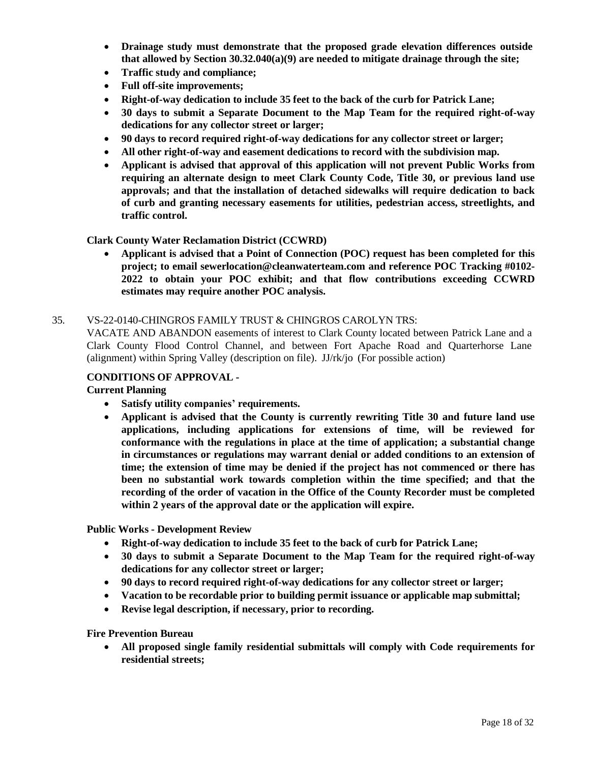- **Drainage study must demonstrate that the proposed grade elevation differences outside that allowed by Section 30.32.040(a)(9) are needed to mitigate drainage through the site;**
- **Traffic study and compliance;**
- **Full off-site improvements;**
- **Right-of-way dedication to include 35 feet to the back of the curb for Patrick Lane;**
- **30 days to submit a Separate Document to the Map Team for the required right-of-way dedications for any collector street or larger;**
- **90 days to record required right-of-way dedications for any collector street or larger;**
- **All other right-of-way and easement dedications to record with the subdivision map.**
- **Applicant is advised that approval of this application will not prevent Public Works from requiring an alternate design to meet Clark County Code, Title 30, or previous land use approvals; and that the installation of detached sidewalks will require dedication to back of curb and granting necessary easements for utilities, pedestrian access, streetlights, and traffic control.**

**Clark County Water Reclamation District (CCWRD)**

- **Applicant is advised that a Point of Connection (POC) request has been completed for this project; to email sewerlocation@cleanwaterteam.com and reference POC Tracking #0102-2022 to obtain your POC exhibit; and that flow contributions exceeding CCWRD estimates may require another POC analysis.**

35. VS-22-0140-CHINGROS FAMILY TRUST & CHINGROS CAROLYN TRS:
VACATE AND ABANDON easements of interest to Clark County located between Patrick Lane and a Clark County Flood Control Channel, and between Fort Apache Road and Quarterhorse Lane (alignment) within Spring Valley (description on file). JJ/rk/jo (For possible action)

**CONDITIONS OF APPROVAL -**

**Current Planning**

- **Satisfy utility companies' requirements.**
- **Applicant is advised that the County is currently rewriting Title 30 and future land use applications, including applications for extensions of time, will be reviewed for conformance with the regulations in place at the time of application; a substantial change in circumstances or regulations may warrant denial or added conditions to an extension of time; the extension of time may be denied if the project has not commenced or there has been no substantial work towards completion within the time specified; and that the recording of the order of vacation in the Office of the County Recorder must be completed within 2 years of the approval date or the application will expire.**

**Public Works - Development Review**

- **Right-of-way dedication to include 35 feet to the back of curb for Patrick Lane;**
- **30 days to submit a Separate Document to the Map Team for the required right-of-way dedications for any collector street or larger;**
- **90 days to record required right-of-way dedications for any collector street or larger;**
- **Vacation to be recordable prior to building permit issuance or applicable map submittal;**
- **Revise legal description, if necessary, prior to recording.**

**Fire Prevention Bureau**

- **All proposed single family residential submittals will comply with Code requirements for residential streets;**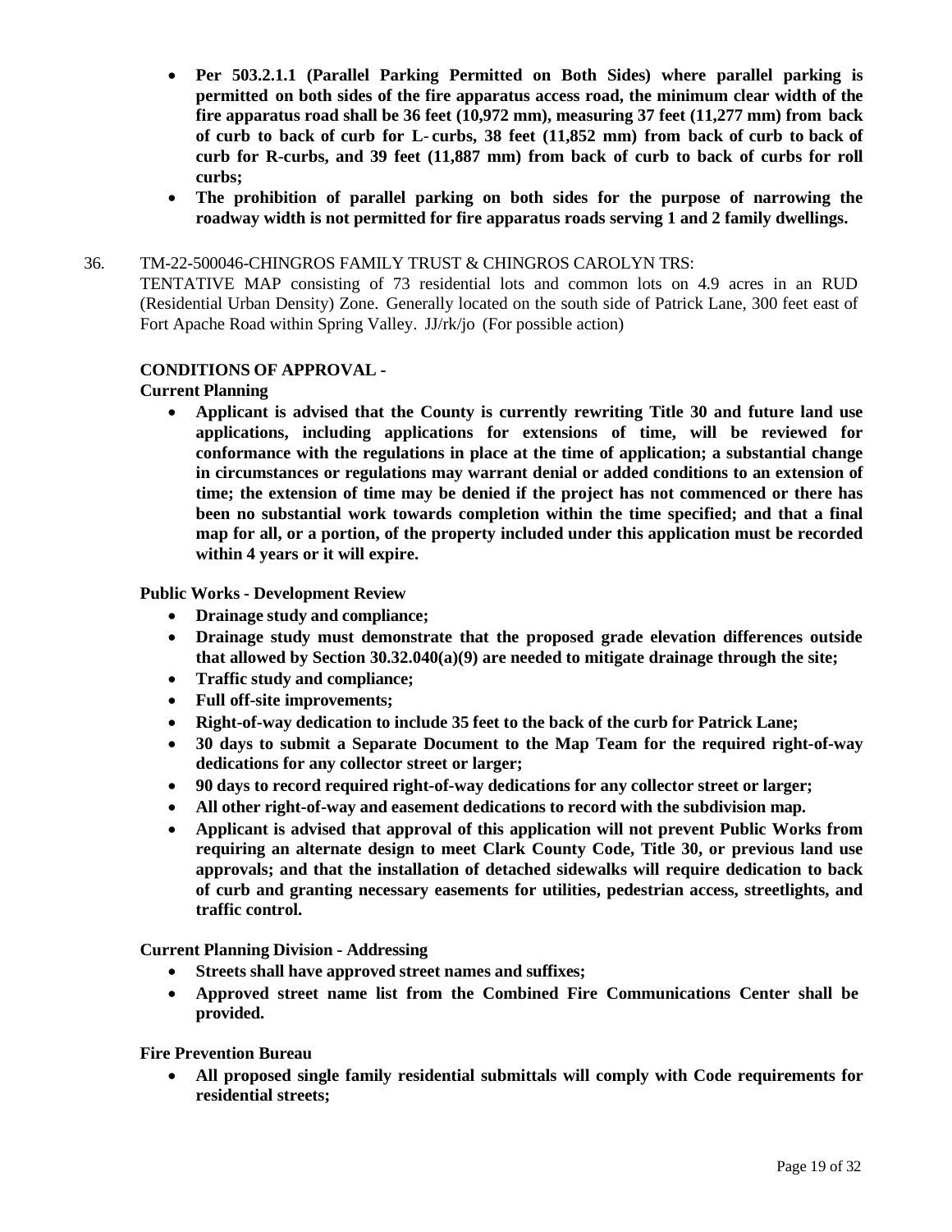- **Per 503.2.1.1 (Parallel Parking Permitted on Both Sides) where parallel parking is permitted on both sides of the fire apparatus access road, the minimum clear width of the fire apparatus road shall be 36 feet (10,972 mm), measuring 37 feet (11,277 mm) from back of curb to back of curb for L-curbs, 38 feet (11,852 mm) from back of curb to back of curb for R-curbs, and 39 feet (11,887 mm) from back of curb to back of curbs for roll curbs;**
- **The prohibition of parallel parking on both sides for the purpose of narrowing the roadway width is not permitted for fire apparatus roads serving 1 and 2 family dwellings.**

36. TM-22-500046-CHINGROS FAMILY TRUST & CHINGROS CAROLYN TRS:
TENTATIVE MAP consisting of 73 residential lots and common lots on 4.9 acres in an RUD (Residential Urban Density) Zone. Generally located on the south side of Patrick Lane, 300 feet east of Fort Apache Road within Spring Valley. JJ/rk/jo (For possible action)

**CONDITIONS OF APPROVAL -**

**Current Planning**

- **Applicant is advised that the County is currently rewriting Title 30 and future land use applications, including applications for extensions of time, will be reviewed for conformance with the regulations in place at the time of application; a substantial change in circumstances or regulations may warrant denial or added conditions to an extension of time; the extension of time may be denied if the project has not commenced or there has been no substantial work towards completion within the time specified; and that a final map for all, or a portion, of the property included under this application must be recorded within 4 years or it will expire.**

**Public Works - Development Review**

- **Drainage study and compliance;**
- **Drainage study must demonstrate that the proposed grade elevation differences outside that allowed by Section 30.32.040(a)(9) are needed to mitigate drainage through the site;**
- **Traffic study and compliance;**
- **Full off-site improvements;**
- **Right-of-way dedication to include 35 feet to the back of the curb for Patrick Lane;**
- **30 days to submit a Separate Document to the Map Team for the required right-of-way dedications for any collector street or larger;**
- **90 days to record required right-of-way dedications for any collector street or larger;**
- **All other right-of-way and easement dedications to record with the subdivision map.**
- **Applicant is advised that approval of this application will not prevent Public Works from requiring an alternate design to meet Clark County Code, Title 30, or previous land use approvals; and that the installation of detached sidewalks will require dedication to back of curb and granting necessary easements for utilities, pedestrian access, streetlights, and traffic control.**

**Current Planning Division - Addressing**

- **Streets shall have approved street names and suffixes;**
- **Approved street name list from the Combined Fire Communications Center shall be provided.**

**Fire Prevention Bureau**

- **All proposed single family residential submittals will comply with Code requirements for residential streets;**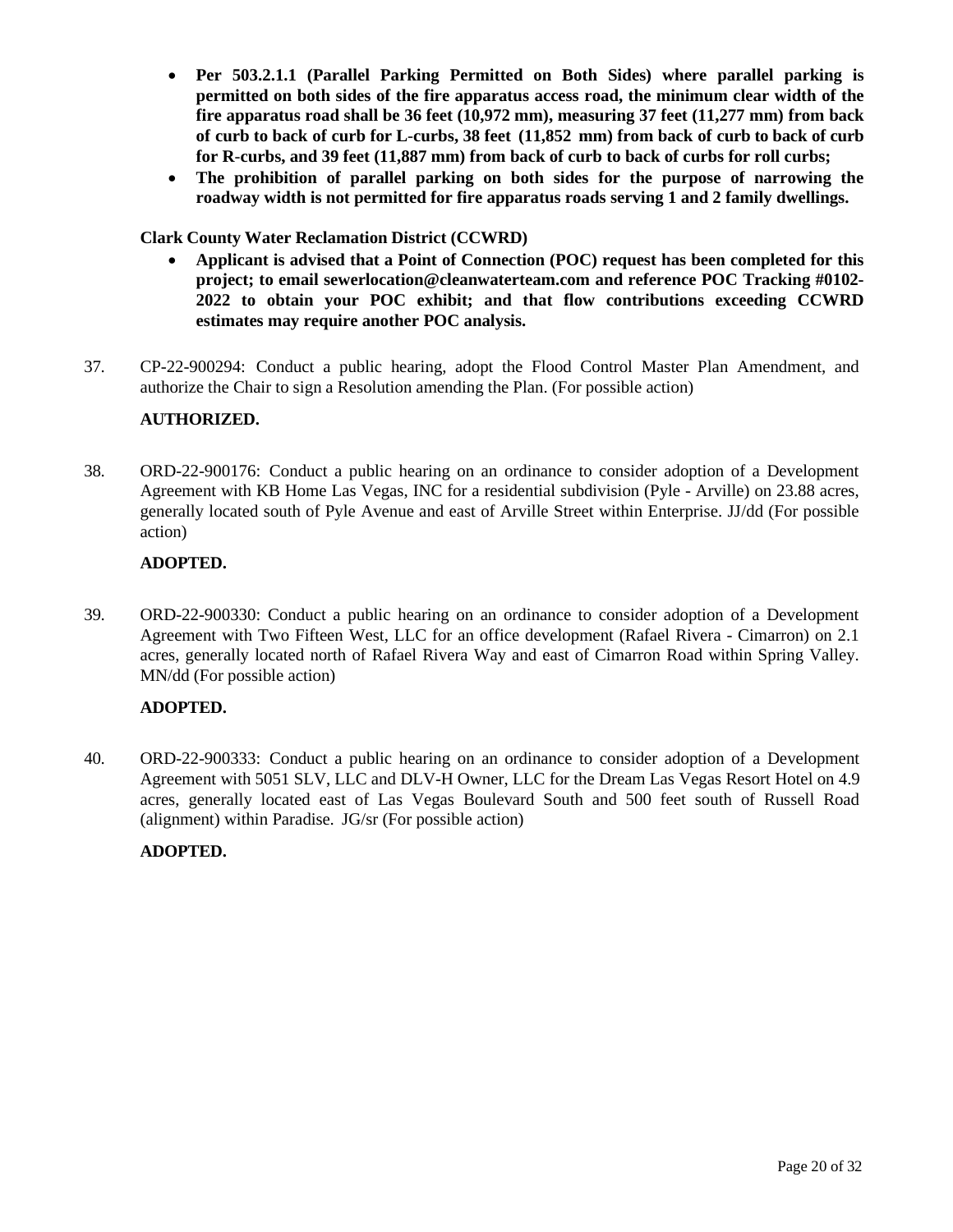- **Per 503.2.1.1 (Parallel Parking Permitted on Both Sides) where parallel parking is permitted on both sides of the fire apparatus access road, the minimum clear width of the fire apparatus road shall be 36 feet (10,972 mm), measuring 37 feet (11,277 mm) from back of curb to back of curb for L-curbs, 38 feet (11,852 mm) from back of curb to back of curb for R-curbs, and 39 feet (11,887 mm) from back of curb to back of curbs for roll curbs;**
- **The prohibition of parallel parking on both sides for the purpose of narrowing the roadway width is not permitted for fire apparatus roads serving 1 and 2 family dwellings.**

**Clark County Water Reclamation District (CCWRD)**

- **Applicant is advised that a Point of Connection (POC) request has been completed for this project; to email sewerlocation@cleanwaterteam.com and reference POC Tracking #0102-2022 to obtain your POC exhibit; and that flow contributions exceeding CCWRD estimates may require another POC analysis.**

37. CP-22-900294: Conduct a public hearing, adopt the Flood Control Master Plan Amendment, and authorize the Chair to sign a Resolution amending the Plan. (For possible action)

    **AUTHORIZED.**

38. ORD-22-900176: Conduct a public hearing on an ordinance to consider adoption of a Development Agreement with KB Home Las Vegas, INC for a residential subdivision (Pyle - Arville) on 23.88 acres, generally located south of Pyle Avenue and east of Arville Street within Enterprise. JJ/dd (For possible action)

    **ADOPTED.**

39. ORD-22-900330: Conduct a public hearing on an ordinance to consider adoption of a Development Agreement with Two Fifteen West, LLC for an office development (Rafael Rivera - Cimarron) on 2.1 acres, generally located north of Rafael Rivera Way and east of Cimarron Road within Spring Valley. MN/dd (For possible action)

    **ADOPTED.**

40. ORD-22-900333: Conduct a public hearing on an ordinance to consider adoption of a Development Agreement with 5051 SLV, LLC and DLV-H Owner, LLC for the Dream Las Vegas Resort Hotel on 4.9 acres, generally located east of Las Vegas Boulevard South and 500 feet south of Russell Road (alignment) within Paradise. JG/sr (For possible action)

    **ADOPTED.**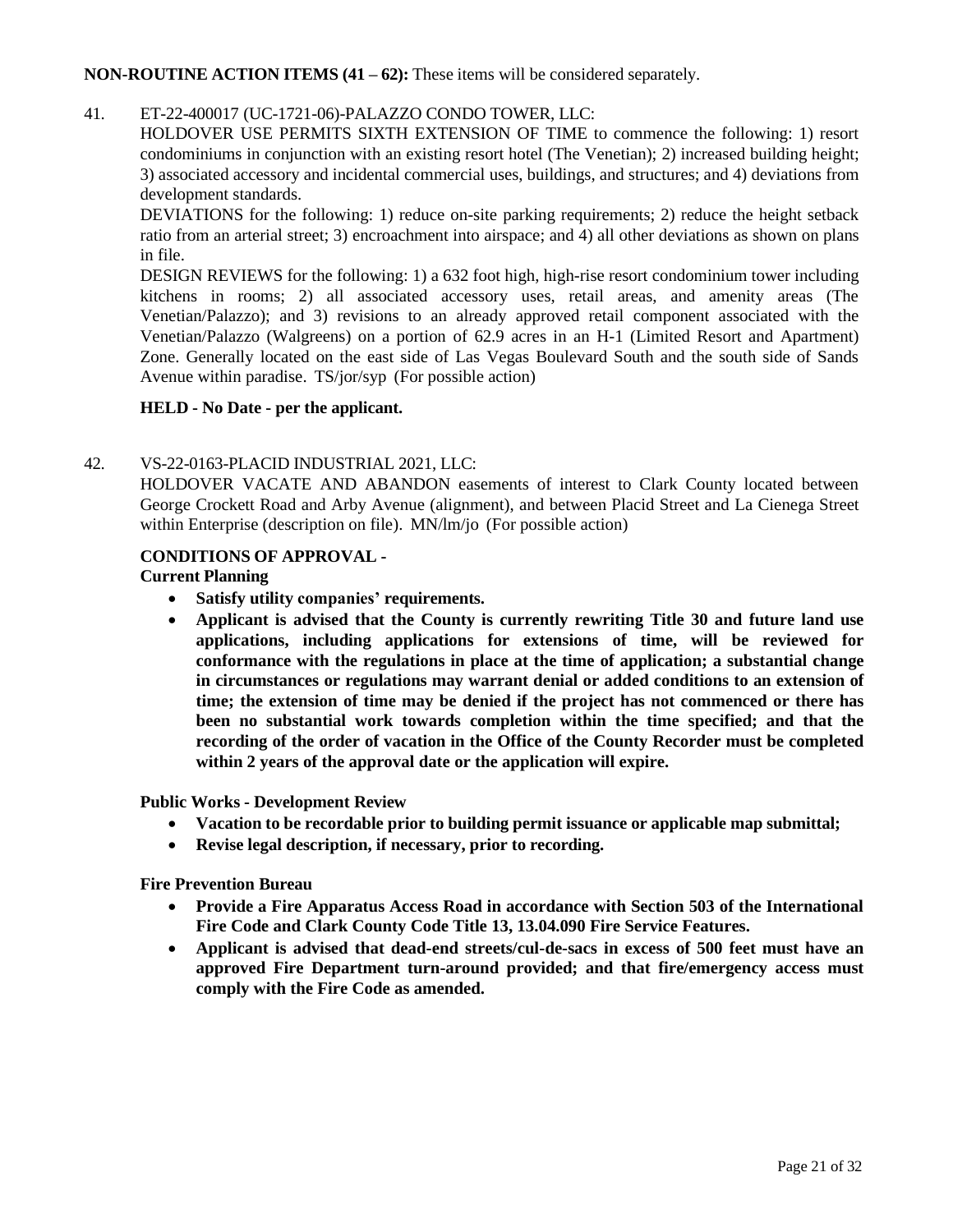**NON-ROUTINE ACTION ITEMS (41 – 62):** These items will be considered separately.

41. ET-22-400017 (UC-1721-06)-PALAZZO CONDO TOWER, LLC:

    HOLDOVER USE PERMITS SIXTH EXTENSION OF TIME to commence the following: 1) resort condominiums in conjunction with an existing resort hotel (The Venetian); 2) increased building height; 3) associated accessory and incidental commercial uses, buildings, and structures; and 4) deviations from development standards.

    DEVIATIONS for the following: 1) reduce on-site parking requirements; 2) reduce the height setback ratio from an arterial street; 3) encroachment into airspace; and 4) all other deviations as shown on plans in file.

    DESIGN REVIEWS for the following: 1) a 632 foot high, high-rise resort condominium tower including kitchens in rooms; 2) all associated accessory uses, retail areas, and amenity areas (The Venetian/Palazzo); and 3) revisions to an already approved retail component associated with the Venetian/Palazzo (Walgreens) on a portion of 62.9 acres in an H-1 (Limited Resort and Apartment) Zone. Generally located on the east side of Las Vegas Boulevard South and the south side of Sands Avenue within paradise. TS/jor/syp (For possible action)

    **HELD - No Date - per the applicant.**

42. VS-22-0163-PLACID INDUSTRIAL 2021, LLC:

    HOLDOVER VACATE AND ABANDON easements of interest to Clark County located between George Crockett Road and Arby Avenue (alignment), and between Placid Street and La Cienega Street within Enterprise (description on file). MN/lm/jo (For possible action)

    **CONDITIONS OF APPROVAL -**

    **Current Planning**

    - **Satisfy utility companies' requirements.**
    - **Applicant is advised that the County is currently rewriting Title 30 and future land use applications, including applications for extensions of time, will be reviewed for conformance with the regulations in place at the time of application; a substantial change in circumstances or regulations may warrant denial or added conditions to an extension of time; the extension of time may be denied if the project has not commenced or there has been no substantial work towards completion within the time specified; and that the recording of the order of vacation in the Office of the County Recorder must be completed within 2 years of the approval date or the application will expire.**

    **Public Works - Development Review**

    - **Vacation to be recordable prior to building permit issuance or applicable map submittal;**
    - **Revise legal description, if necessary, prior to recording.**

    **Fire Prevention Bureau**

    - **Provide a Fire Apparatus Access Road in accordance with Section 503 of the International Fire Code and Clark County Code Title 13, 13.04.090 Fire Service Features.**
    - **Applicant is advised that dead-end streets/cul-de-sacs in excess of 500 feet must have an approved Fire Department turn-around provided; and that fire/emergency access must comply with the Fire Code as amended.**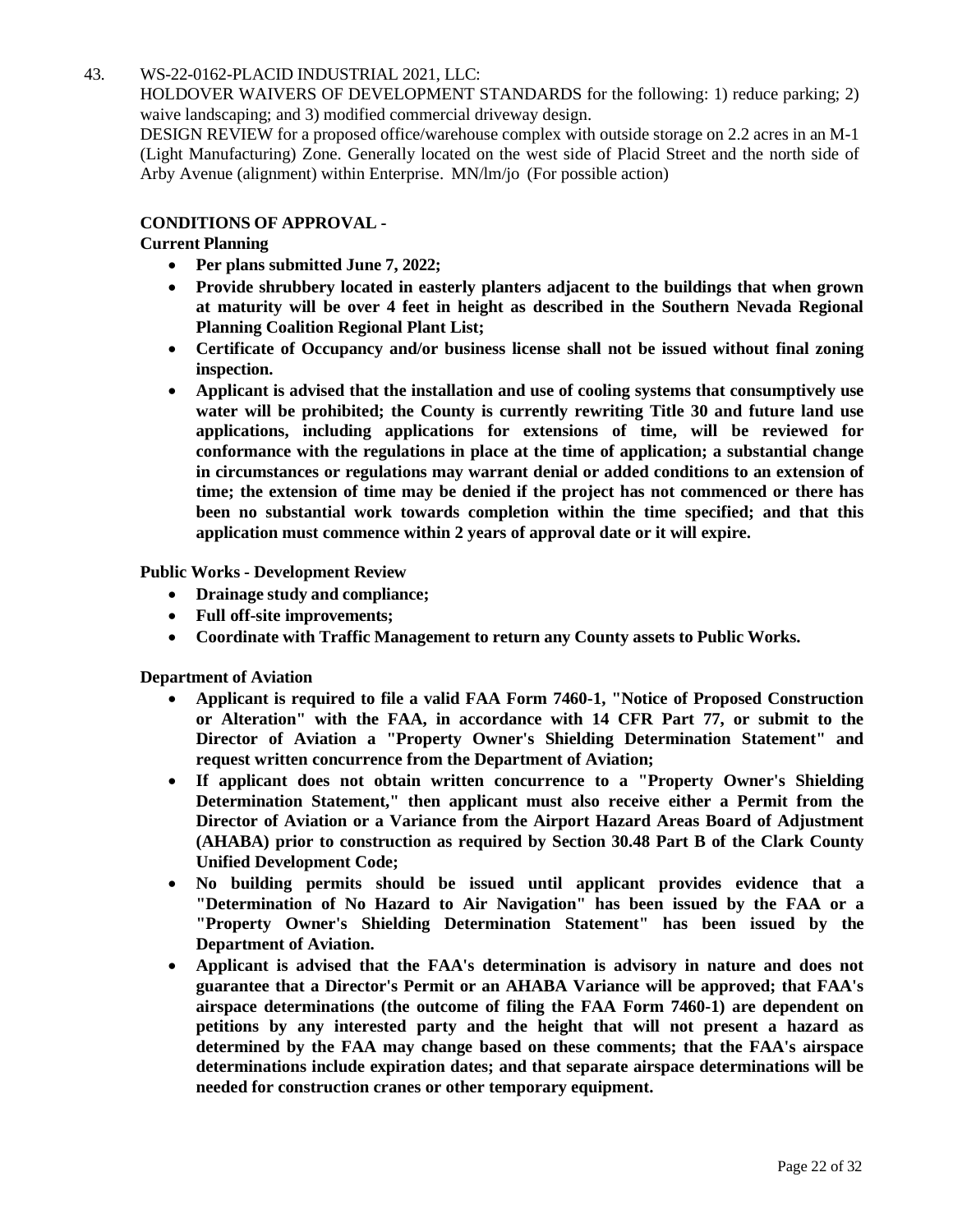43. WS-22-0162-PLACID INDUSTRIAL 2021, LLC:

HOLDOVER WAIVERS OF DEVELOPMENT STANDARDS for the following: 1) reduce parking; 2) waive landscaping; and 3) modified commercial driveway design.

DESIGN REVIEW for a proposed office/warehouse complex with outside storage on 2.2 acres in an M-1 (Light Manufacturing) Zone. Generally located on the west side of Placid Street and the north side of Arby Avenue (alignment) within Enterprise. MN/lm/jo (For possible action)

**CONDITIONS OF APPROVAL -**

**Current Planning**

- **Per plans submitted June 7, 2022;**
- **Provide shrubbery located in easterly planters adjacent to the buildings that when grown at maturity will be over 4 feet in height as described in the Southern Nevada Regional Planning Coalition Regional Plant List;**
- **Certificate of Occupancy and/or business license shall not be issued without final zoning inspection.**
- **Applicant is advised that the installation and use of cooling systems that consumptively use water will be prohibited; the County is currently rewriting Title 30 and future land use applications, including applications for extensions of time, will be reviewed for conformance with the regulations in place at the time of application; a substantial change in circumstances or regulations may warrant denial or added conditions to an extension of time; the extension of time may be denied if the project has not commenced or there has been no substantial work towards completion within the time specified; and that this application must commence within 2 years of approval date or it will expire.**

**Public Works - Development Review**

- **Drainage study and compliance;**
- **Full off-site improvements;**
- **Coordinate with Traffic Management to return any County assets to Public Works.**

**Department of Aviation**

- **Applicant is required to file a valid FAA Form 7460-1, "Notice of Proposed Construction or Alteration" with the FAA, in accordance with 14 CFR Part 77, or submit to the Director of Aviation a "Property Owner's Shielding Determination Statement" and request written concurrence from the Department of Aviation;**
- **If applicant does not obtain written concurrence to a "Property Owner's Shielding Determination Statement," then applicant must also receive either a Permit from the Director of Aviation or a Variance from the Airport Hazard Areas Board of Adjustment (AHABA) prior to construction as required by Section 30.48 Part B of the Clark County Unified Development Code;**
- **No building permits should be issued until applicant provides evidence that a "Determination of No Hazard to Air Navigation" has been issued by the FAA or a "Property Owner's Shielding Determination Statement" has been issued by the Department of Aviation.**
- **Applicant is advised that the FAA's determination is advisory in nature and does not guarantee that a Director's Permit or an AHABA Variance will be approved; that FAA's airspace determinations (the outcome of filing the FAA Form 7460-1) are dependent on petitions by any interested party and the height that will not present a hazard as determined by the FAA may change based on these comments; that the FAA's airspace determinations include expiration dates; and that separate airspace determinations will be needed for construction cranes or other temporary equipment.**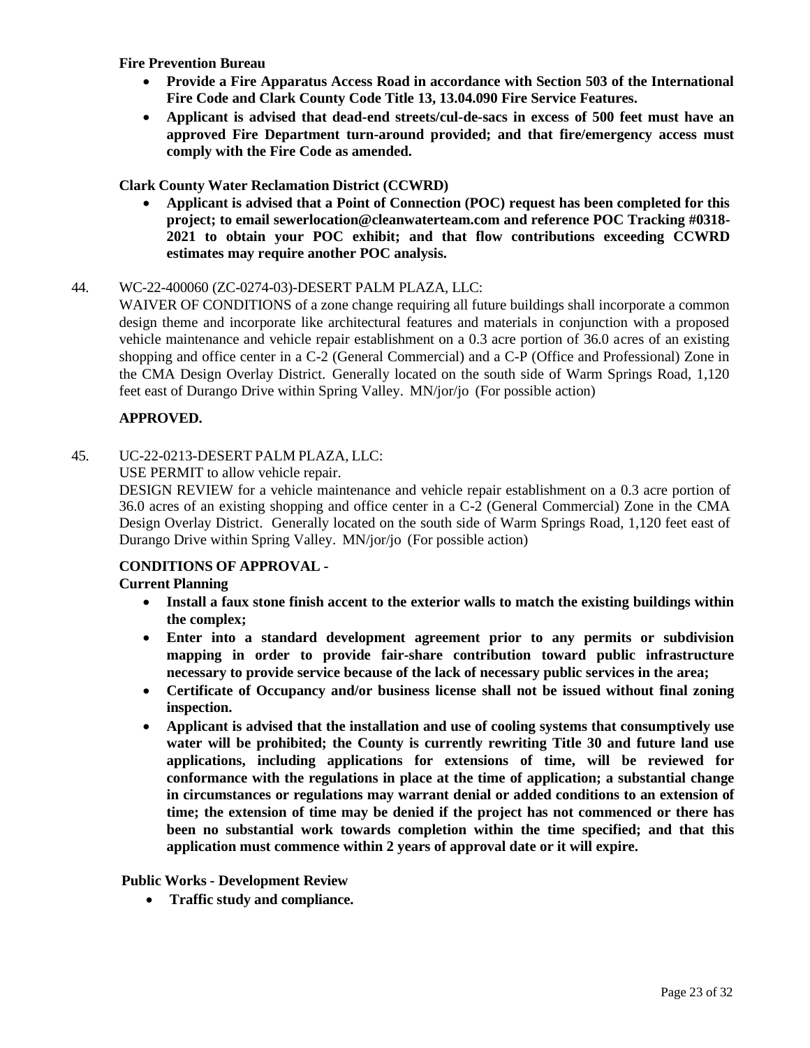**Fire Prevention Bureau**

- **Provide a Fire Apparatus Access Road in accordance with Section 503 of the International Fire Code and Clark County Code Title 13, 13.04.090 Fire Service Features.**
- **Applicant is advised that dead-end streets/cul-de-sacs in excess of 500 feet must have an approved Fire Department turn-around provided; and that fire/emergency access must comply with the Fire Code as amended.**

**Clark County Water Reclamation District (CCWRD)**

- **Applicant is advised that a Point of Connection (POC) request has been completed for this project; to email sewerlocation@cleanwaterteam.com and reference POC Tracking #0318-2021 to obtain your POC exhibit; and that flow contributions exceeding CCWRD estimates may require another POC analysis.**

44. WC-22-400060 (ZC-0274-03)-DESERT PALM PLAZA, LLC:
WAIVER OF CONDITIONS of a zone change requiring all future buildings shall incorporate a common design theme and incorporate like architectural features and materials in conjunction with a proposed vehicle maintenance and vehicle repair establishment on a 0.3 acre portion of 36.0 acres of an existing shopping and office center in a C-2 (General Commercial) and a C-P (Office and Professional) Zone in the CMA Design Overlay District. Generally located on the south side of Warm Springs Road, 1,120 feet east of Durango Drive within Spring Valley. MN/jor/jo (For possible action)

**APPROVED.**

45. UC-22-0213-DESERT PALM PLAZA, LLC:
USE PERMIT to allow vehicle repair.
DESIGN REVIEW for a vehicle maintenance and vehicle repair establishment on a 0.3 acre portion of 36.0 acres of an existing shopping and office center in a C-2 (General Commercial) Zone in the CMA Design Overlay District. Generally located on the south side of Warm Springs Road, 1,120 feet east of Durango Drive within Spring Valley. MN/jor/jo (For possible action)

**CONDITIONS OF APPROVAL -**

**Current Planning**

- **Install a faux stone finish accent to the exterior walls to match the existing buildings within the complex;**
- **Enter into a standard development agreement prior to any permits or subdivision mapping in order to provide fair-share contribution toward public infrastructure necessary to provide service because of the lack of necessary public services in the area;**
- **Certificate of Occupancy and/or business license shall not be issued without final zoning inspection.**
- **Applicant is advised that the installation and use of cooling systems that consumptively use water will be prohibited; the County is currently rewriting Title 30 and future land use applications, including applications for extensions of time, will be reviewed for conformance with the regulations in place at the time of application; a substantial change in circumstances or regulations may warrant denial or added conditions to an extension of time; the extension of time may be denied if the project has not commenced or there has been no substantial work towards completion within the time specified; and that this application must commence within 2 years of approval date or it will expire.**

**Public Works - Development Review**

- **Traffic study and compliance.**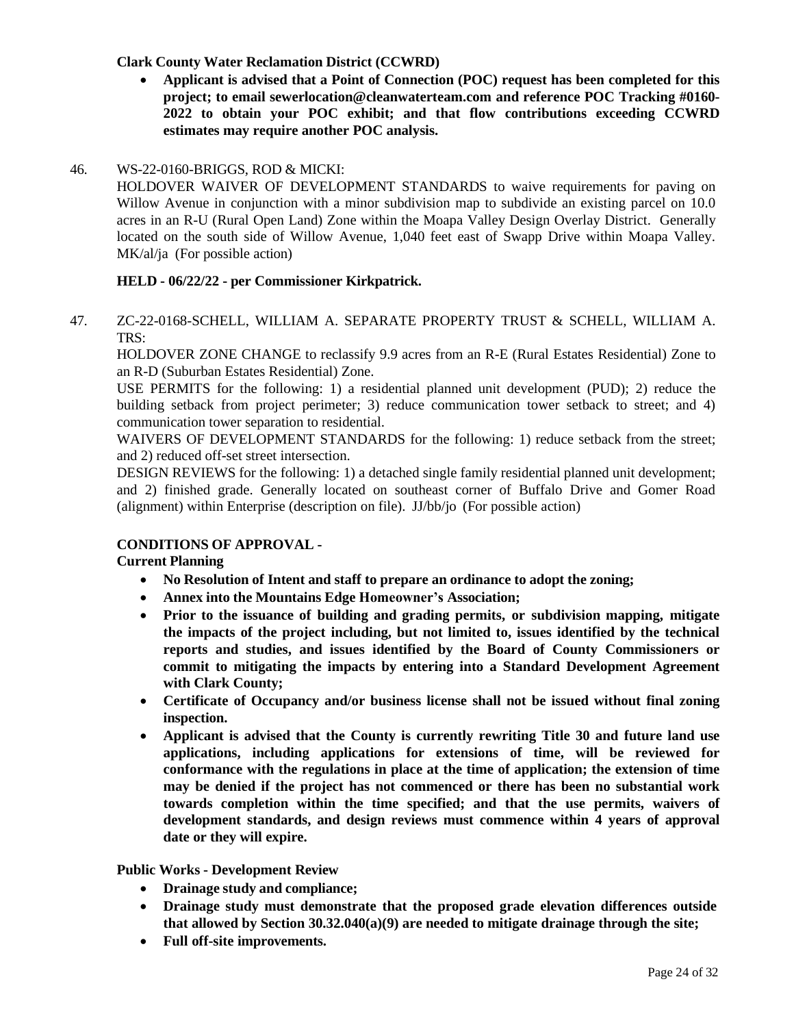**Clark County Water Reclamation District (CCWRD)**

- **Applicant is advised that a Point of Connection (POC) request has been completed for this project; to email sewerlocation@cleanwaterteam.com and reference POC Tracking #0160-2022 to obtain your POC exhibit; and that flow contributions exceeding CCWRD estimates may require another POC analysis.**

46. WS-22-0160-BRIGGS, ROD & MICKI:

HOLDOVER WAIVER OF DEVELOPMENT STANDARDS to waive requirements for paving on Willow Avenue in conjunction with a minor subdivision map to subdivide an existing parcel on 10.0 acres in an R-U (Rural Open Land) Zone within the Moapa Valley Design Overlay District. Generally located on the south side of Willow Avenue, 1,040 feet east of Swapp Drive within Moapa Valley. MK/al/ja (For possible action)

**HELD - 06/22/22 - per Commissioner Kirkpatrick.**

47. ZC-22-0168-SCHELL, WILLIAM A. SEPARATE PROPERTY TRUST & SCHELL, WILLIAM A. TRS:

HOLDOVER ZONE CHANGE to reclassify 9.9 acres from an R-E (Rural Estates Residential) Zone to an R-D (Suburban Estates Residential) Zone.

USE PERMITS for the following: 1) a residential planned unit development (PUD); 2) reduce the building setback from project perimeter; 3) reduce communication tower setback to street; and 4) communication tower separation to residential.

WAIVERS OF DEVELOPMENT STANDARDS for the following: 1) reduce setback from the street; and 2) reduced off-set street intersection.

DESIGN REVIEWS for the following: 1) a detached single family residential planned unit development; and 2) finished grade. Generally located on southeast corner of Buffalo Drive and Gomer Road (alignment) within Enterprise (description on file). JJ/bb/jo (For possible action)

**CONDITIONS OF APPROVAL -**

**Current Planning**

- **No Resolution of Intent and staff to prepare an ordinance to adopt the zoning;**
- **Annex into the Mountains Edge Homeowner's Association;**
- **Prior to the issuance of building and grading permits, or subdivision mapping, mitigate the impacts of the project including, but not limited to, issues identified by the technical reports and studies, and issues identified by the Board of County Commissioners or commit to mitigating the impacts by entering into a Standard Development Agreement with Clark County;**
- **Certificate of Occupancy and/or business license shall not be issued without final zoning inspection.**
- **Applicant is advised that the County is currently rewriting Title 30 and future land use applications, including applications for extensions of time, will be reviewed for conformance with the regulations in place at the time of application; the extension of time may be denied if the project has not commenced or there has been no substantial work towards completion within the time specified; and that the use permits, waivers of development standards, and design reviews must commence within 4 years of approval date or they will expire.**

**Public Works - Development Review**

- **Drainage study and compliance;**
- **Drainage study must demonstrate that the proposed grade elevation differences outside that allowed by Section 30.32.040(a)(9) are needed to mitigate drainage through the site;**
- **Full off-site improvements.**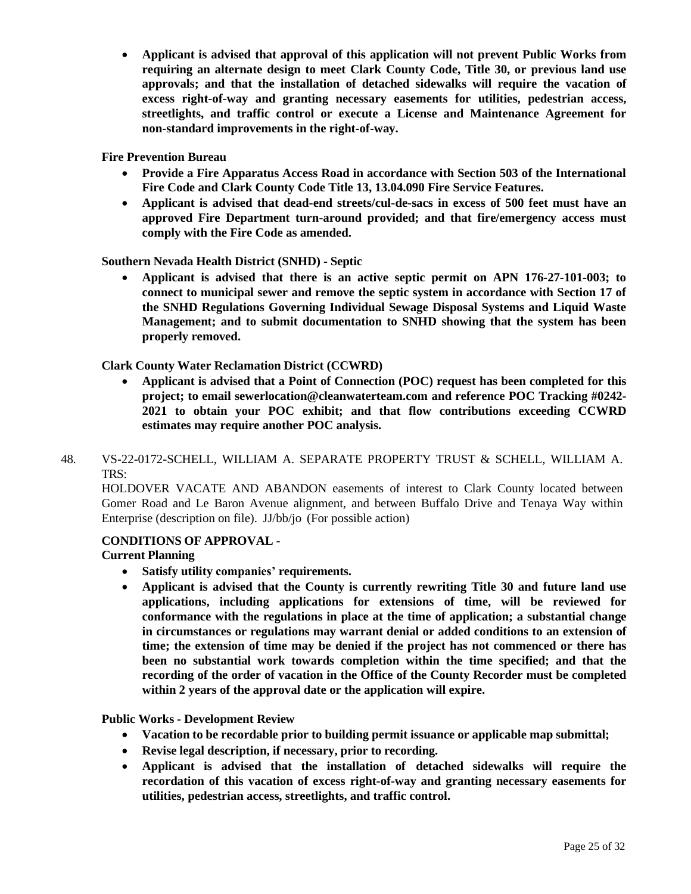- **Applicant is advised that approval of this application will not prevent Public Works from requiring an alternate design to meet Clark County Code, Title 30, or previous land use approvals; and that the installation of detached sidewalks will require the vacation of excess right-of-way and granting necessary easements for utilities, pedestrian access, streetlights, and traffic control or execute a License and Maintenance Agreement for non-standard improvements in the right-of-way.**

**Fire Prevention Bureau**

- **Provide a Fire Apparatus Access Road in accordance with Section 503 of the International Fire Code and Clark County Code Title 13, 13.04.090 Fire Service Features.**
- **Applicant is advised that dead-end streets/cul-de-sacs in excess of 500 feet must have an approved Fire Department turn-around provided; and that fire/emergency access must comply with the Fire Code as amended.**

**Southern Nevada Health District (SNHD) - Septic**

- **Applicant is advised that there is an active septic permit on APN 176-27-101-003; to connect to municipal sewer and remove the septic system in accordance with Section 17 of the SNHD Regulations Governing Individual Sewage Disposal Systems and Liquid Waste Management; and to submit documentation to SNHD showing that the system has been properly removed.**

**Clark County Water Reclamation District (CCWRD)**

- **Applicant is advised that a Point of Connection (POC) request has been completed for this project; to email sewerlocation@cleanwaterteam.com and reference POC Tracking #0242-2021 to obtain your POC exhibit; and that flow contributions exceeding CCWRD estimates may require another POC analysis.**

48. VS-22-0172-SCHELL, WILLIAM A. SEPARATE PROPERTY TRUST & SCHELL, WILLIAM A. TRS:
HOLDOVER VACATE AND ABANDON easements of interest to Clark County located between Gomer Road and Le Baron Avenue alignment, and between Buffalo Drive and Tenaya Way within Enterprise (description on file). JJ/bb/jo (For possible action)

**CONDITIONS OF APPROVAL -**

**Current Planning**

- **Satisfy utility companies' requirements.**
- **Applicant is advised that the County is currently rewriting Title 30 and future land use applications, including applications for extensions of time, will be reviewed for conformance with the regulations in place at the time of application; a substantial change in circumstances or regulations may warrant denial or added conditions to an extension of time; the extension of time may be denied if the project has not commenced or there has been no substantial work towards completion within the time specified; and that the recording of the order of vacation in the Office of the County Recorder must be completed within 2 years of the approval date or the application will expire.**

**Public Works - Development Review**

- **Vacation to be recordable prior to building permit issuance or applicable map submittal;**
- **Revise legal description, if necessary, prior to recording.**
- **Applicant is advised that the installation of detached sidewalks will require the recordation of this vacation of excess right-of-way and granting necessary easements for utilities, pedestrian access, streetlights, and traffic control.**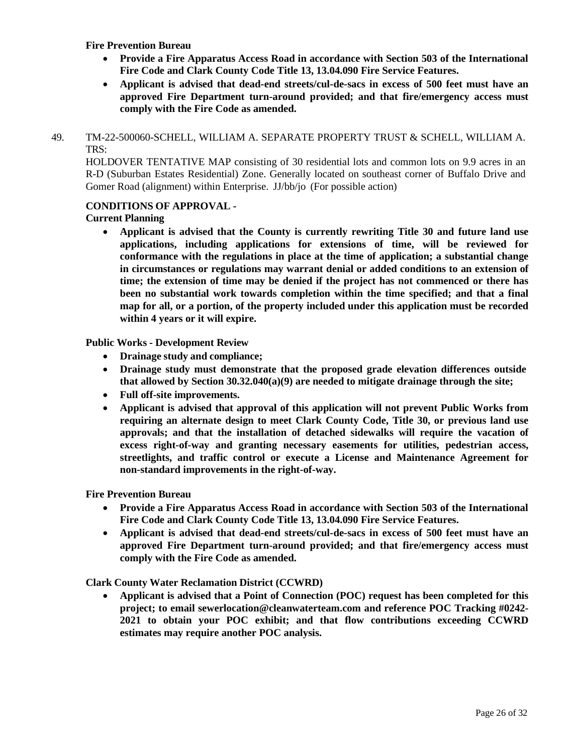**Fire Prevention Bureau**

- **Provide a Fire Apparatus Access Road in accordance with Section 503 of the International Fire Code and Clark County Code Title 13, 13.04.090 Fire Service Features.**
- **Applicant is advised that dead-end streets/cul-de-sacs in excess of 500 feet must have an approved Fire Department turn-around provided; and that fire/emergency access must comply with the Fire Code as amended.**

49. TM-22-500060-SCHELL, WILLIAM A. SEPARATE PROPERTY TRUST & SCHELL, WILLIAM A. TRS:

HOLDOVER TENTATIVE MAP consisting of 30 residential lots and common lots on 9.9 acres in an R-D (Suburban Estates Residential) Zone. Generally located on southeast corner of Buffalo Drive and Gomer Road (alignment) within Enterprise. JJ/bb/jo (For possible action)

**CONDITIONS OF APPROVAL -**

**Current Planning**

- **Applicant is advised that the County is currently rewriting Title 30 and future land use applications, including applications for extensions of time, will be reviewed for conformance with the regulations in place at the time of application; a substantial change in circumstances or regulations may warrant denial or added conditions to an extension of time; the extension of time may be denied if the project has not commenced or there has been no substantial work towards completion within the time specified; and that a final map for all, or a portion, of the property included under this application must be recorded within 4 years or it will expire.**

**Public Works - Development Review**

- **Drainage study and compliance;**
- **Drainage study must demonstrate that the proposed grade elevation differences outside that allowed by Section 30.32.040(a)(9) are needed to mitigate drainage through the site;**
- **Full off-site improvements.**
- **Applicant is advised that approval of this application will not prevent Public Works from requiring an alternate design to meet Clark County Code, Title 30, or previous land use approvals; and that the installation of detached sidewalks will require the vacation of excess right-of-way and granting necessary easements for utilities, pedestrian access, streetlights, and traffic control or execute a License and Maintenance Agreement for non-standard improvements in the right-of-way.**

**Fire Prevention Bureau**

- **Provide a Fire Apparatus Access Road in accordance with Section 503 of the International Fire Code and Clark County Code Title 13, 13.04.090 Fire Service Features.**
- **Applicant is advised that dead-end streets/cul-de-sacs in excess of 500 feet must have an approved Fire Department turn-around provided; and that fire/emergency access must comply with the Fire Code as amended.**

**Clark County Water Reclamation District (CCWRD)**

- **Applicant is advised that a Point of Connection (POC) request has been completed for this project; to email sewerlocation@cleanwaterteam.com and reference POC Tracking #0242-2021 to obtain your POC exhibit; and that flow contributions exceeding CCWRD estimates may require another POC analysis.**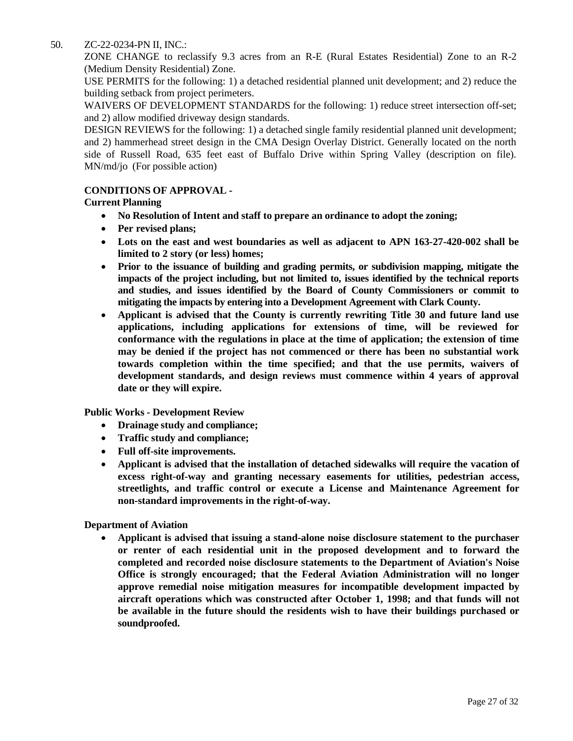50. ZC-22-0234-PN II, INC.:

ZONE CHANGE to reclassify 9.3 acres from an R-E (Rural Estates Residential) Zone to an R-2 (Medium Density Residential) Zone.

USE PERMITS for the following: 1) a detached residential planned unit development; and 2) reduce the building setback from project perimeters.

WAIVERS OF DEVELOPMENT STANDARDS for the following: 1) reduce street intersection off-set; and 2) allow modified driveway design standards.

DESIGN REVIEWS for the following: 1) a detached single family residential planned unit development; and 2) hammerhead street design in the CMA Design Overlay District. Generally located on the north side of Russell Road, 635 feet east of Buffalo Drive within Spring Valley (description on file). MN/md/jo (For possible action)

**CONDITIONS OF APPROVAL -**

**Current Planning**

- **No Resolution of Intent and staff to prepare an ordinance to adopt the zoning;**
- **Per revised plans;**
- **Lots on the east and west boundaries as well as adjacent to APN 163-27-420-002 shall be limited to 2 story (or less) homes;**
- **Prior to the issuance of building and grading permits, or subdivision mapping, mitigate the impacts of the project including, but not limited to, issues identified by the technical reports and studies, and issues identified by the Board of County Commissioners or commit to mitigating the impacts by entering into a Development Agreement with Clark County.**
- **Applicant is advised that the County is currently rewriting Title 30 and future land use applications, including applications for extensions of time, will be reviewed for conformance with the regulations in place at the time of application; the extension of time may be denied if the project has not commenced or there has been no substantial work towards completion within the time specified; and that the use permits, waivers of development standards, and design reviews must commence within 4 years of approval date or they will expire.**

**Public Works - Development Review**

- **Drainage study and compliance;**
- **Traffic study and compliance;**
- **Full off-site improvements.**
- **Applicant is advised that the installation of detached sidewalks will require the vacation of excess right-of-way and granting necessary easements for utilities, pedestrian access, streetlights, and traffic control or execute a License and Maintenance Agreement for non-standard improvements in the right-of-way.**

**Department of Aviation**

- **Applicant is advised that issuing a stand-alone noise disclosure statement to the purchaser or renter of each residential unit in the proposed development and to forward the completed and recorded noise disclosure statements to the Department of Aviation's Noise Office is strongly encouraged; that the Federal Aviation Administration will no longer approve remedial noise mitigation measures for incompatible development impacted by aircraft operations which was constructed after October 1, 1998; and that funds will not be available in the future should the residents wish to have their buildings purchased or soundproofed.**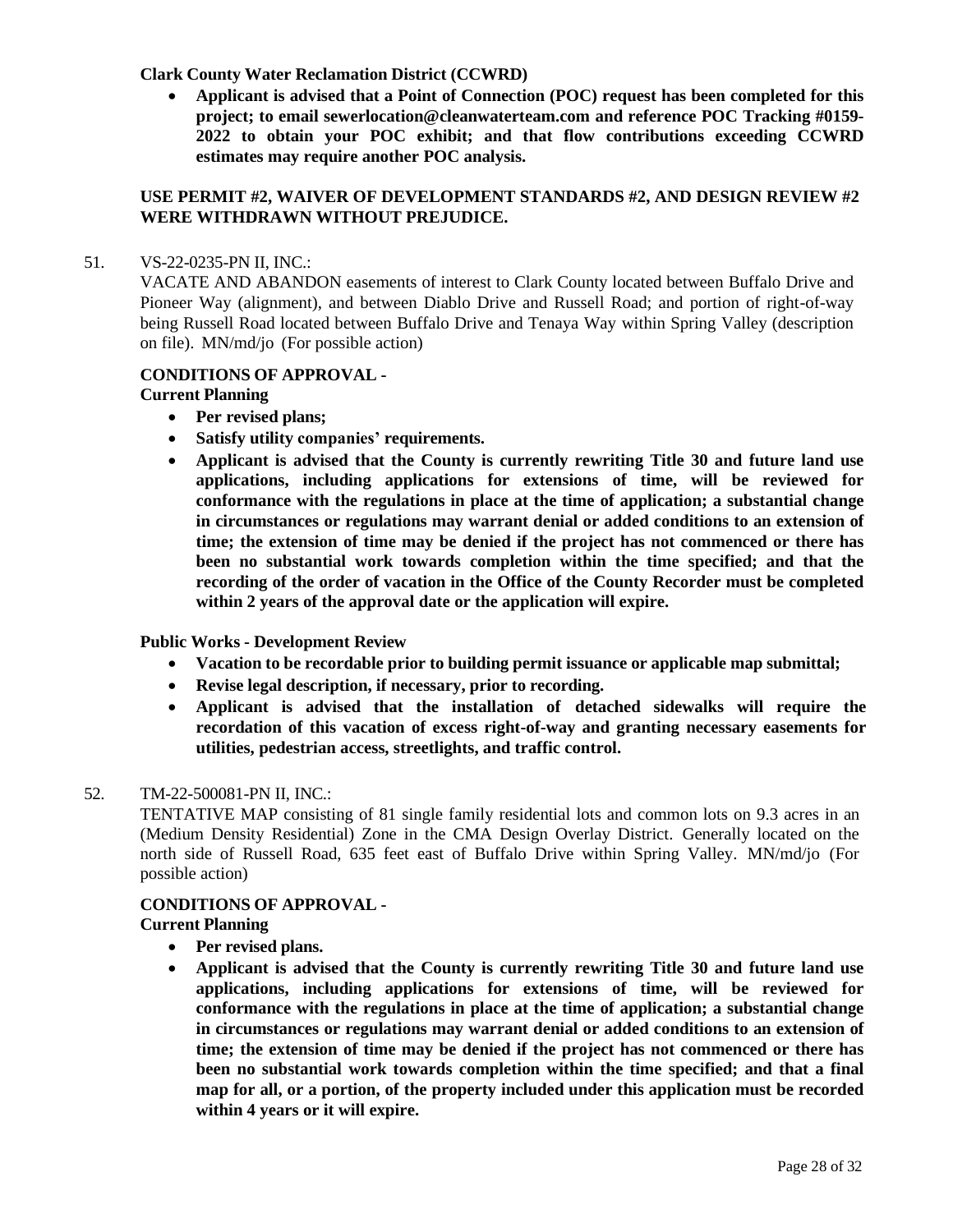**Clark County Water Reclamation District (CCWRD)**

- **Applicant is advised that a Point of Connection (POC) request has been completed for this project; to email sewerlocation@cleanwaterteam.com and reference POC Tracking #0159-2022 to obtain your POC exhibit; and that flow contributions exceeding CCWRD estimates may require another POC analysis.**

**USE PERMIT #2, WAIVER OF DEVELOPMENT STANDARDS #2, AND DESIGN REVIEW #2 WERE WITHDRAWN WITHOUT PREJUDICE.**

51. VS-22-0235-PN II, INC.:

VACATE AND ABANDON easements of interest to Clark County located between Buffalo Drive and Pioneer Way (alignment), and between Diablo Drive and Russell Road; and portion of right-of-way being Russell Road located between Buffalo Drive and Tenaya Way within Spring Valley (description on file). MN/md/jo (For possible action)

**CONDITIONS OF APPROVAL -**

**Current Planning**

- **Per revised plans;**
- **Satisfy utility companies' requirements.**
- **Applicant is advised that the County is currently rewriting Title 30 and future land use applications, including applications for extensions of time, will be reviewed for conformance with the regulations in place at the time of application; a substantial change in circumstances or regulations may warrant denial or added conditions to an extension of time; the extension of time may be denied if the project has not commenced or there has been no substantial work towards completion within the time specified; and that the recording of the order of vacation in the Office of the County Recorder must be completed within 2 years of the approval date or the application will expire.**

**Public Works - Development Review**

- **Vacation to be recordable prior to building permit issuance or applicable map submittal;**
- **Revise legal description, if necessary, prior to recording.**
- **Applicant is advised that the installation of detached sidewalks will require the recordation of this vacation of excess right-of-way and granting necessary easements for utilities, pedestrian access, streetlights, and traffic control.**

52. TM-22-500081-PN II, INC.:

TENTATIVE MAP consisting of 81 single family residential lots and common lots on 9.3 acres in an (Medium Density Residential) Zone in the CMA Design Overlay District. Generally located on the north side of Russell Road, 635 feet east of Buffalo Drive within Spring Valley. MN/md/jo (For possible action)

**CONDITIONS OF APPROVAL -**

**Current Planning**

- **Per revised plans.**
- **Applicant is advised that the County is currently rewriting Title 30 and future land use applications, including applications for extensions of time, will be reviewed for conformance with the regulations in place at the time of application; a substantial change in circumstances or regulations may warrant denial or added conditions to an extension of time; the extension of time may be denied if the project has not commenced or there has been no substantial work towards completion within the time specified; and that a final map for all, or a portion, of the property included under this application must be recorded within 4 years or it will expire.**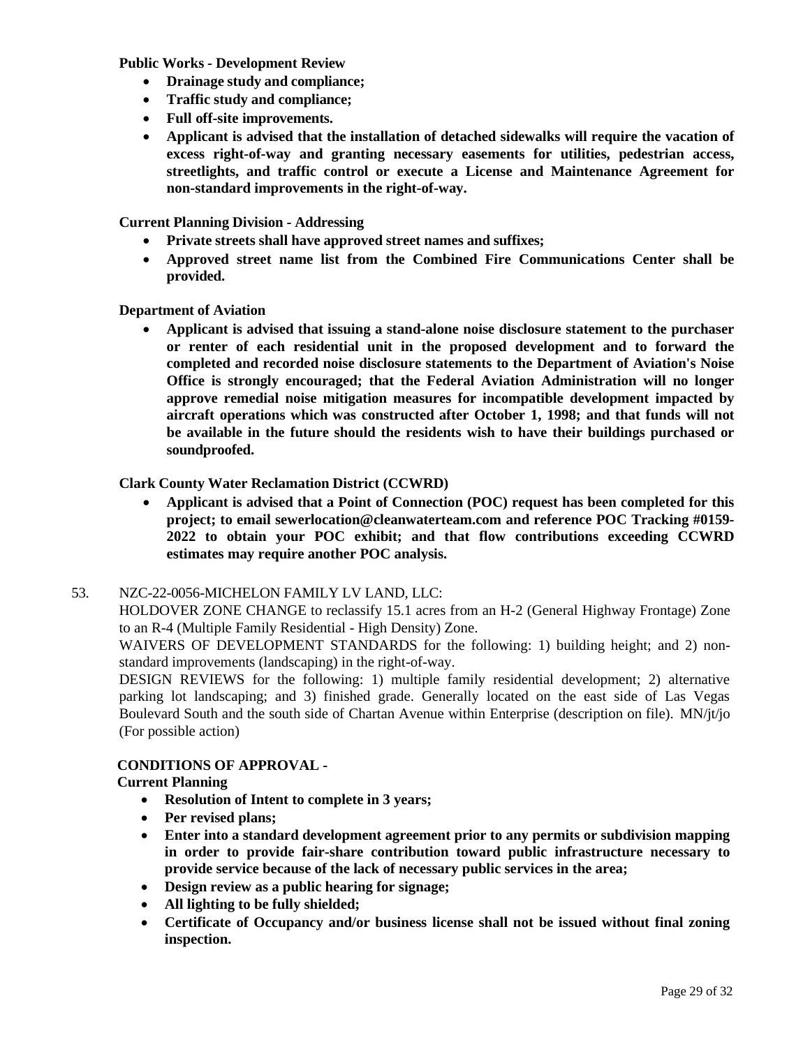**Public Works - Development Review**

- **Drainage study and compliance;**
- **Traffic study and compliance;**
- **Full off-site improvements.**
- **Applicant is advised that the installation of detached sidewalks will require the vacation of excess right-of-way and granting necessary easements for utilities, pedestrian access, streetlights, and traffic control or execute a License and Maintenance Agreement for non-standard improvements in the right-of-way.**

**Current Planning Division - Addressing**

- **Private streets shall have approved street names and suffixes;**
- **Approved street name list from the Combined Fire Communications Center shall be provided.**

**Department of Aviation**

- **Applicant is advised that issuing a stand-alone noise disclosure statement to the purchaser or renter of each residential unit in the proposed development and to forward the completed and recorded noise disclosure statements to the Department of Aviation's Noise Office is strongly encouraged; that the Federal Aviation Administration will no longer approve remedial noise mitigation measures for incompatible development impacted by aircraft operations which was constructed after October 1, 1998; and that funds will not be available in the future should the residents wish to have their buildings purchased or soundproofed.**

**Clark County Water Reclamation District (CCWRD)**

- **Applicant is advised that a Point of Connection (POC) request has been completed for this project; to email sewerlocation@cleanwaterteam.com and reference POC Tracking #0159-2022 to obtain your POC exhibit; and that flow contributions exceeding CCWRD estimates may require another POC analysis.**

53. NZC-22-0056-MICHELON FAMILY LV LAND, LLC:
HOLDOVER ZONE CHANGE to reclassify 15.1 acres from an H-2 (General Highway Frontage) Zone to an R-4 (Multiple Family Residential - High Density) Zone.
WAIVERS OF DEVELOPMENT STANDARDS for the following: 1) building height; and 2) non-standard improvements (landscaping) in the right-of-way.
DESIGN REVIEWS for the following: 1) multiple family residential development; 2) alternative parking lot landscaping; and 3) finished grade. Generally located on the east side of Las Vegas Boulevard South and the south side of Chartan Avenue within Enterprise (description on file). MN/jt/jo (For possible action)

**CONDITIONS OF APPROVAL -**

**Current Planning**

- **Resolution of Intent to complete in 3 years;**
- **Per revised plans;**
- **Enter into a standard development agreement prior to any permits or subdivision mapping in order to provide fair-share contribution toward public infrastructure necessary to provide service because of the lack of necessary public services in the area;**
- **Design review as a public hearing for signage;**
- **All lighting to be fully shielded;**
- **Certificate of Occupancy and/or business license shall not be issued without final zoning inspection.**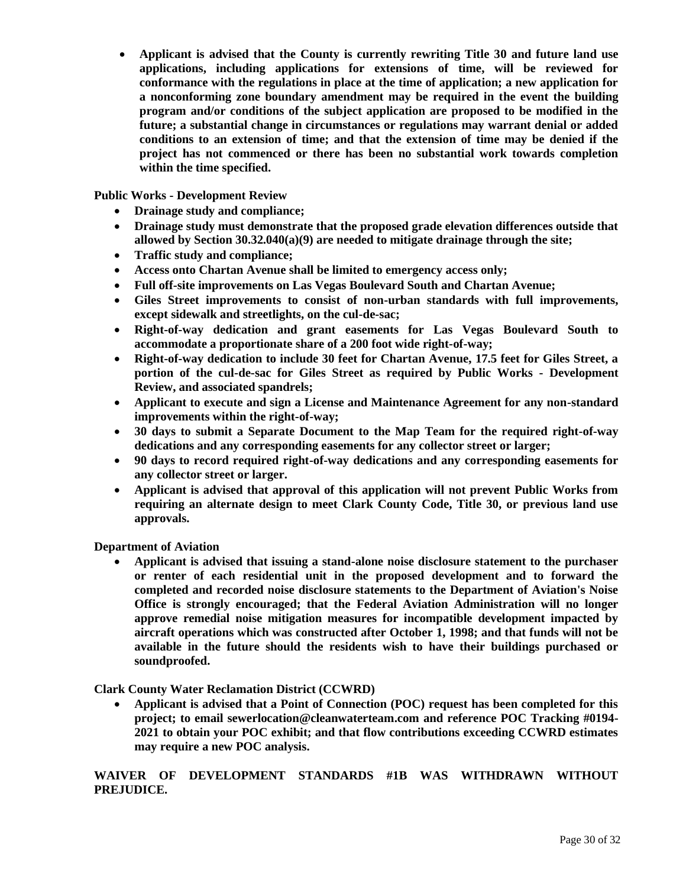- **Applicant is advised that the County is currently rewriting Title 30 and future land use applications, including applications for extensions of time, will be reviewed for conformance with the regulations in place at the time of application; a new application for a nonconforming zone boundary amendment may be required in the event the building program and/or conditions of the subject application are proposed to be modified in the future; a substantial change in circumstances or regulations may warrant denial or added conditions to an extension of time; and that the extension of time may be denied if the project has not commenced or there has been no substantial work towards completion within the time specified.**

**Public Works - Development Review**

- **Drainage study and compliance;**
- **Drainage study must demonstrate that the proposed grade elevation differences outside that allowed by Section 30.32.040(a)(9) are needed to mitigate drainage through the site;**
- **Traffic study and compliance;**
- **Access onto Chartan Avenue shall be limited to emergency access only;**
- **Full off-site improvements on Las Vegas Boulevard South and Chartan Avenue;**
- **Giles Street improvements to consist of non-urban standards with full improvements, except sidewalk and streetlights, on the cul-de-sac;**
- **Right-of-way dedication and grant easements for Las Vegas Boulevard South to accommodate a proportionate share of a 200 foot wide right-of-way;**
- **Right-of-way dedication to include 30 feet for Chartan Avenue, 17.5 feet for Giles Street, a portion of the cul-de-sac for Giles Street as required by Public Works - Development Review, and associated spandrels;**
- **Applicant to execute and sign a License and Maintenance Agreement for any non-standard improvements within the right-of-way;**
- **30 days to submit a Separate Document to the Map Team for the required right-of-way dedications and any corresponding easements for any collector street or larger;**
- **90 days to record required right-of-way dedications and any corresponding easements for any collector street or larger.**
- **Applicant is advised that approval of this application will not prevent Public Works from requiring an alternate design to meet Clark County Code, Title 30, or previous land use approvals.**

**Department of Aviation**

- **Applicant is advised that issuing a stand-alone noise disclosure statement to the purchaser or renter of each residential unit in the proposed development and to forward the completed and recorded noise disclosure statements to the Department of Aviation's Noise Office is strongly encouraged; that the Federal Aviation Administration will no longer approve remedial noise mitigation measures for incompatible development impacted by aircraft operations which was constructed after October 1, 1998; and that funds will not be available in the future should the residents wish to have their buildings purchased or soundproofed.**

**Clark County Water Reclamation District (CCWRD)**

- **Applicant is advised that a Point of Connection (POC) request has been completed for this project; to email sewerlocation@cleanwaterteam.com and reference POC Tracking #0194-2021 to obtain your POC exhibit; and that flow contributions exceeding CCWRD estimates may require a new POC analysis.**

**WAIVER OF DEVELOPMENT STANDARDS #1B WAS WITHDRAWN WITHOUT PREJUDICE.**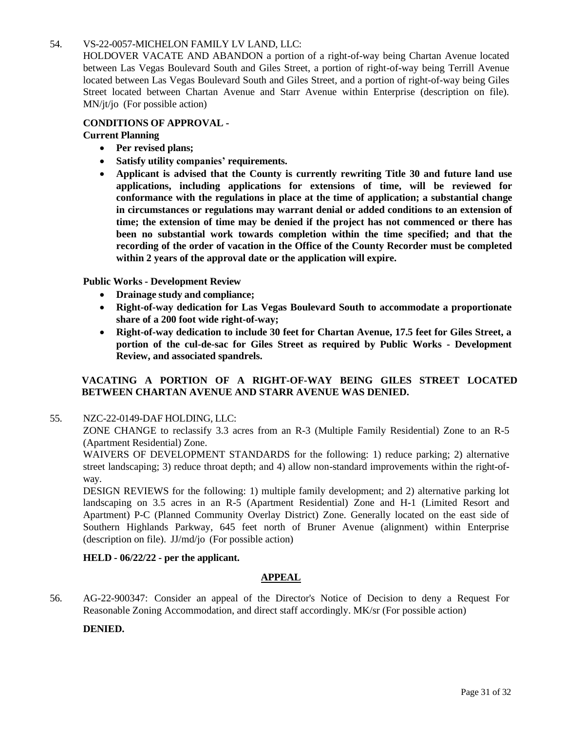54. VS-22-0057-MICHELON FAMILY LV LAND, LLC:
HOLDOVER VACATE AND ABANDON a portion of a right-of-way being Chartan Avenue located between Las Vegas Boulevard South and Giles Street, a portion of right-of-way being Terrill Avenue located between Las Vegas Boulevard South and Giles Street, and a portion of right-of-way being Giles Street located between Chartan Avenue and Starr Avenue within Enterprise (description on file). MN/jt/jo (For possible action)

**CONDITIONS OF APPROVAL -**

**Current Planning**

- **Per revised plans;**
- **Satisfy utility companies' requirements.**
- **Applicant is advised that the County is currently rewriting Title 30 and future land use applications, including applications for extensions of time, will be reviewed for conformance with the regulations in place at the time of application; a substantial change in circumstances or regulations may warrant denial or added conditions to an extension of time; the extension of time may be denied if the project has not commenced or there has been no substantial work towards completion within the time specified; and that the recording of the order of vacation in the Office of the County Recorder must be completed within 2 years of the approval date or the application will expire.**

**Public Works - Development Review**

- **Drainage study and compliance;**
- **Right-of-way dedication for Las Vegas Boulevard South to accommodate a proportionate share of a 200 foot wide right-of-way;**
- **Right-of-way dedication to include 30 feet for Chartan Avenue, 17.5 feet for Giles Street, a portion of the cul-de-sac for Giles Street as required by Public Works - Development Review, and associated spandrels.**

**VACATING A PORTION OF A RIGHT-OF-WAY BEING GILES STREET LOCATED BETWEEN CHARTAN AVENUE AND STARR AVENUE WAS DENIED.**

55. NZC-22-0149-DAF HOLDING, LLC:
ZONE CHANGE to reclassify 3.3 acres from an R-3 (Multiple Family Residential) Zone to an R-5 (Apartment Residential) Zone.
WAIVERS OF DEVELOPMENT STANDARDS for the following: 1) reduce parking; 2) alternative street landscaping; 3) reduce throat depth; and 4) allow non-standard improvements within the right-of-way.
DESIGN REVIEWS for the following: 1) multiple family development; and 2) alternative parking lot landscaping on 3.5 acres in an R-5 (Apartment Residential) Zone and H-1 (Limited Resort and Apartment) P-C (Planned Community Overlay District) Zone. Generally located on the east side of Southern Highlands Parkway, 645 feet north of Bruner Avenue (alignment) within Enterprise (description on file). JJ/md/jo (For possible action)

**HELD - 06/22/22 - per the applicant.**

## APPEAL

56. AG-22-900347: Consider an appeal of the Director's Notice of Decision to deny a Request For Reasonable Zoning Accommodation, and direct staff accordingly. MK/sr (For possible action)

**DENIED.**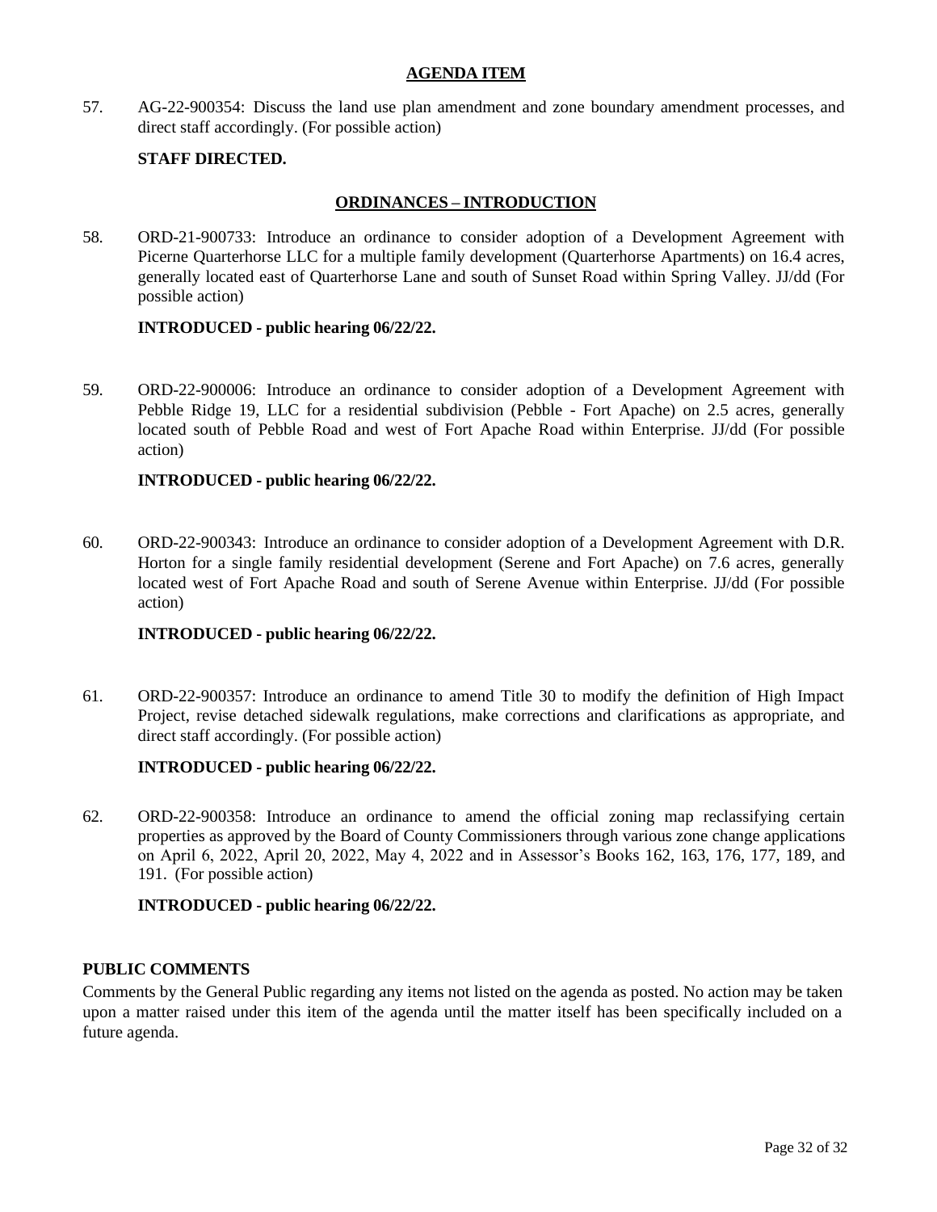## AGENDA ITEM

57. AG-22-900354: Discuss the land use plan amendment and zone boundary amendment processes, and direct staff accordingly. (For possible action)

    **STAFF DIRECTED.**

## ORDINANCES – INTRODUCTION

58. ORD-21-900733: Introduce an ordinance to consider adoption of a Development Agreement with Picerne Quarterhorse LLC for a multiple family development (Quarterhorse Apartments) on 16.4 acres, generally located east of Quarterhorse Lane and south of Sunset Road within Spring Valley. JJ/dd (For possible action)

    **INTRODUCED - public hearing 06/22/22.**

59. ORD-22-900006: Introduce an ordinance to consider adoption of a Development Agreement with Pebble Ridge 19, LLC for a residential subdivision (Pebble - Fort Apache) on 2.5 acres, generally located south of Pebble Road and west of Fort Apache Road within Enterprise. JJ/dd (For possible action)

    **INTRODUCED - public hearing 06/22/22.**

60. ORD-22-900343: Introduce an ordinance to consider adoption of a Development Agreement with D.R. Horton for a single family residential development (Serene and Fort Apache) on 7.6 acres, generally located west of Fort Apache Road and south of Serene Avenue within Enterprise. JJ/dd (For possible action)

    **INTRODUCED - public hearing 06/22/22.**

61. ORD-22-900357: Introduce an ordinance to amend Title 30 to modify the definition of High Impact Project, revise detached sidewalk regulations, make corrections and clarifications as appropriate, and direct staff accordingly. (For possible action)

    **INTRODUCED - public hearing 06/22/22.**

62. ORD-22-900358: Introduce an ordinance to amend the official zoning map reclassifying certain properties as approved by the Board of County Commissioners through various zone change applications on April 6, 2022, April 20, 2022, May 4, 2022 and in Assessor's Books 162, 163, 176, 177, 189, and 191. (For possible action)

    **INTRODUCED - public hearing 06/22/22.**

**PUBLIC COMMENTS**

Comments by the General Public regarding any items not listed on the agenda as posted. No action may be taken upon a matter raised under this item of the agenda until the matter itself has been specifically included on a future agenda.